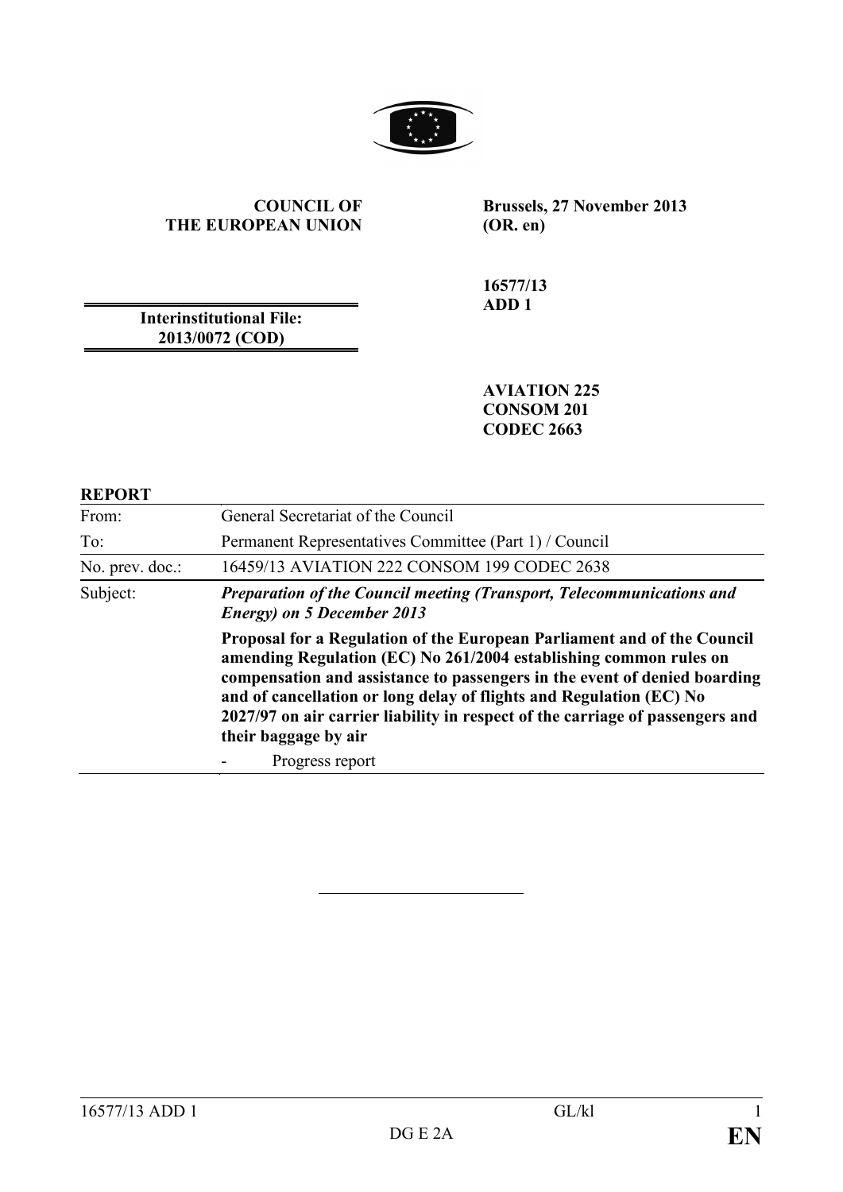**COUNCIL OF THE EUROPEAN UNION**

**Brussels, 27 November 2013 (OR. en)**

**16577/13 ADD 1**

**Interinstitutional File: 2013/0072 (COD)**

**AVIATION 225**
**CONSOM 201**
**CODEC 2663**

**REPORT**

| | |
|---|---|
| From: | General Secretariat of the Council |
| To: | Permanent Representatives Committee (Part 1) / Council |
| No. prev. doc.: | 16459/13 AVIATION 222 CONSOM 199 CODEC 2638 |
| Subject: | ***Preparation of the Council meeting (Transport, Telecommunications and Energy) on 5 December 2013*** <br> **Proposal for a Regulation of the European Parliament and of the Council amending Regulation (EC) No 261/2004 establishing common rules on compensation and assistance to passengers in the event of denied boarding and of cancellation or long delay of flights and Regulation (EC) No 2027/97 on air carrier liability in respect of the carriage of passengers and their baggage by air** <br> - Progress report |

---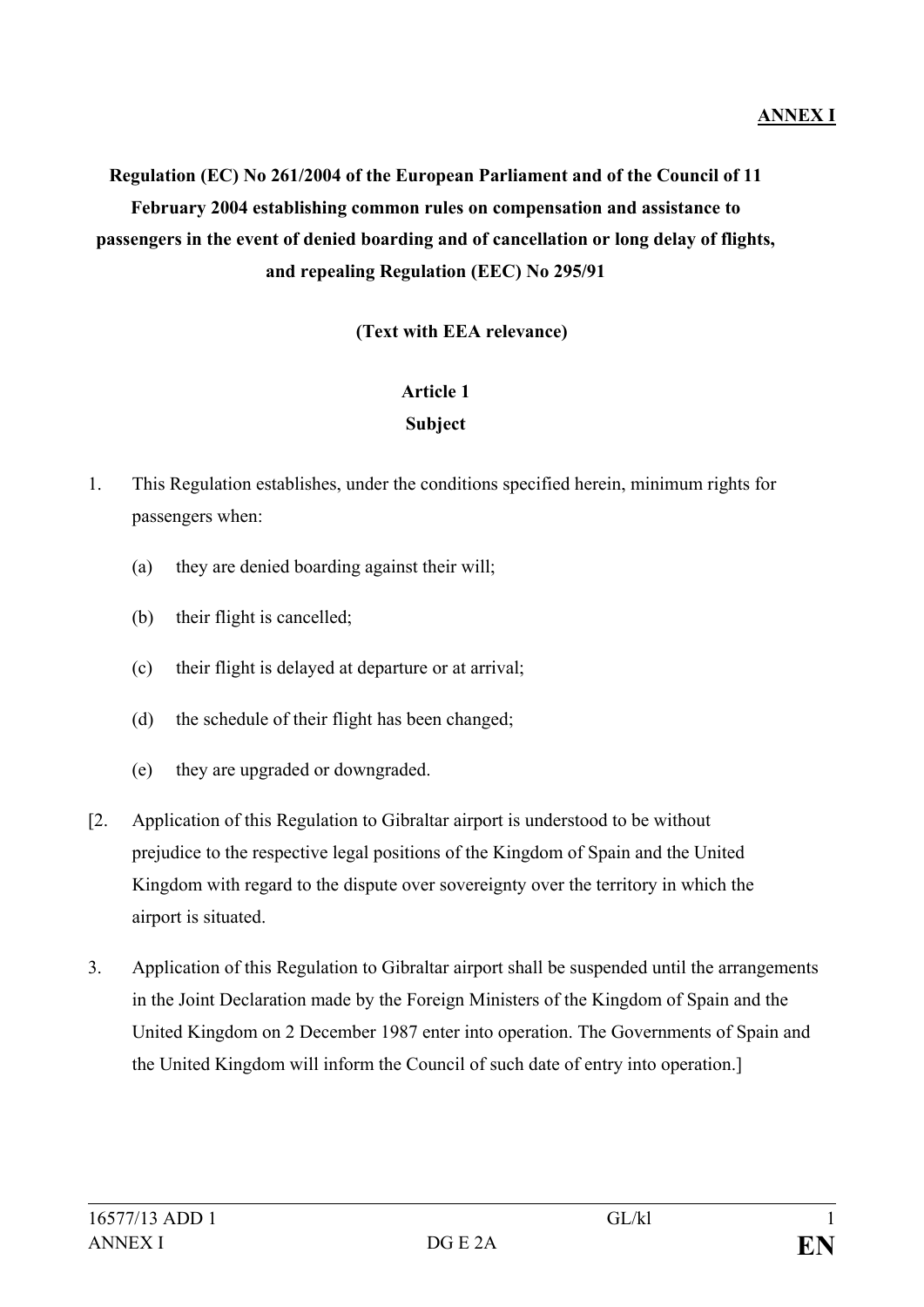**ANNEX I**

**Regulation (EC) No 261/2004 of the European Parliament and of the Council of 11 February 2004 establishing common rules on compensation and assistance to passengers in the event of denied boarding and of cancellation or long delay of flights, and repealing Regulation (EEC) No 295/91**

**(Text with EEA relevance)**

**Article 1**
**Subject**

1. This Regulation establishes, under the conditions specified herein, minimum rights for passengers when:

   (a) they are denied boarding against their will;

   (b) their flight is cancelled;

   (c) their flight is delayed at departure or at arrival;

   (d) the schedule of their flight has been changed;

   (e) they are upgraded or downgraded.

[2. Application of this Regulation to Gibraltar airport is understood to be without prejudice to the respective legal positions of the Kingdom of Spain and the United Kingdom with regard to the dispute over sovereignty over the territory in which the airport is situated.

3. Application of this Regulation to Gibraltar airport shall be suspended until the arrangements in the Joint Declaration made by the Foreign Ministers of the Kingdom of Spain and the United Kingdom on 2 December 1987 enter into operation. The Governments of Spain and the United Kingdom will inform the Council of such date of entry into operation.]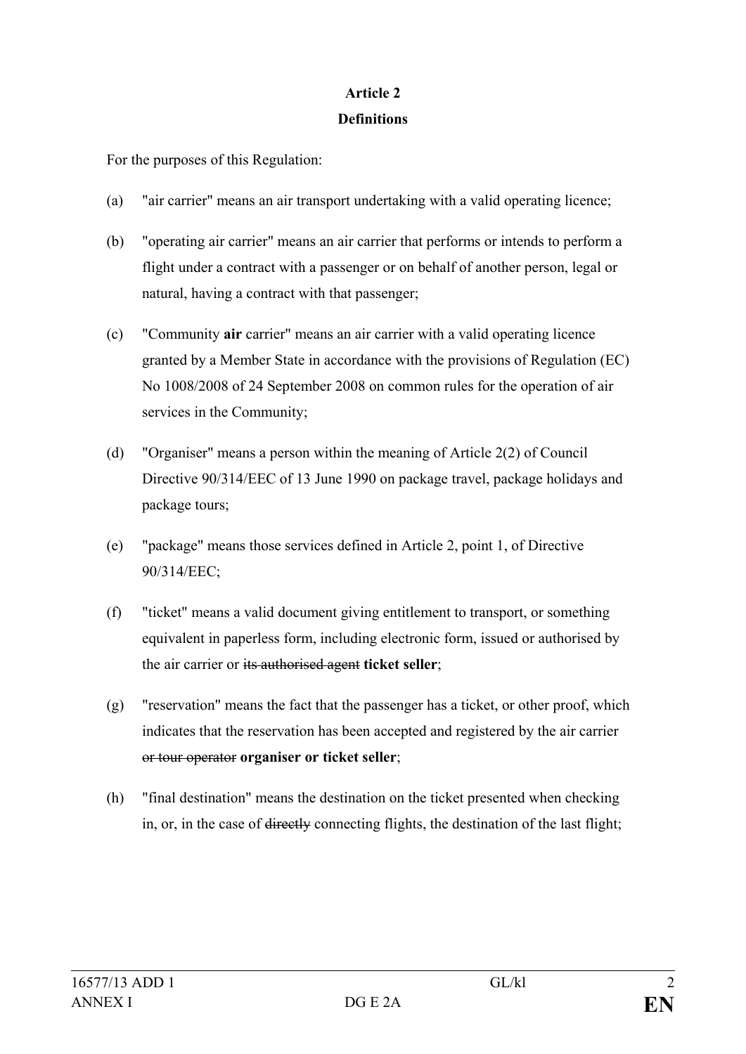## Article 2
## Definitions

For the purposes of this Regulation:

(a) "air carrier" means an air transport undertaking with a valid operating licence;

(b) "operating air carrier" means an air carrier that performs or intends to perform a flight under a contract with a passenger or on behalf of another person, legal or natural, having a contract with that passenger;

(c) "Community **air** carrier" means an air carrier with a valid operating licence granted by a Member State in accordance with the provisions of Regulation (EC) No 1008/2008 of 24 September 2008 on common rules for the operation of air services in the Community;

(d) "Organiser" means a person within the meaning of Article 2(2) of Council Directive 90/314/EEC of 13 June 1990 on package travel, package holidays and package tours;

(e) "package" means those services defined in Article 2, point 1, of Directive 90/314/EEC;

(f) "ticket" means a valid document giving entitlement to transport, or something equivalent in paperless form, including electronic form, issued or authorised by the air carrier or ~~its authorised agent~~ **ticket seller**;

(g) "reservation" means the fact that the passenger has a ticket, or other proof, which indicates that the reservation has been accepted and registered by the air carrier ~~or tour operator~~ **organiser or ticket seller**;

(h) "final destination" means the destination on the ticket presented when checking in, or, in the case of ~~directly~~ connecting flights, the destination of the last flight;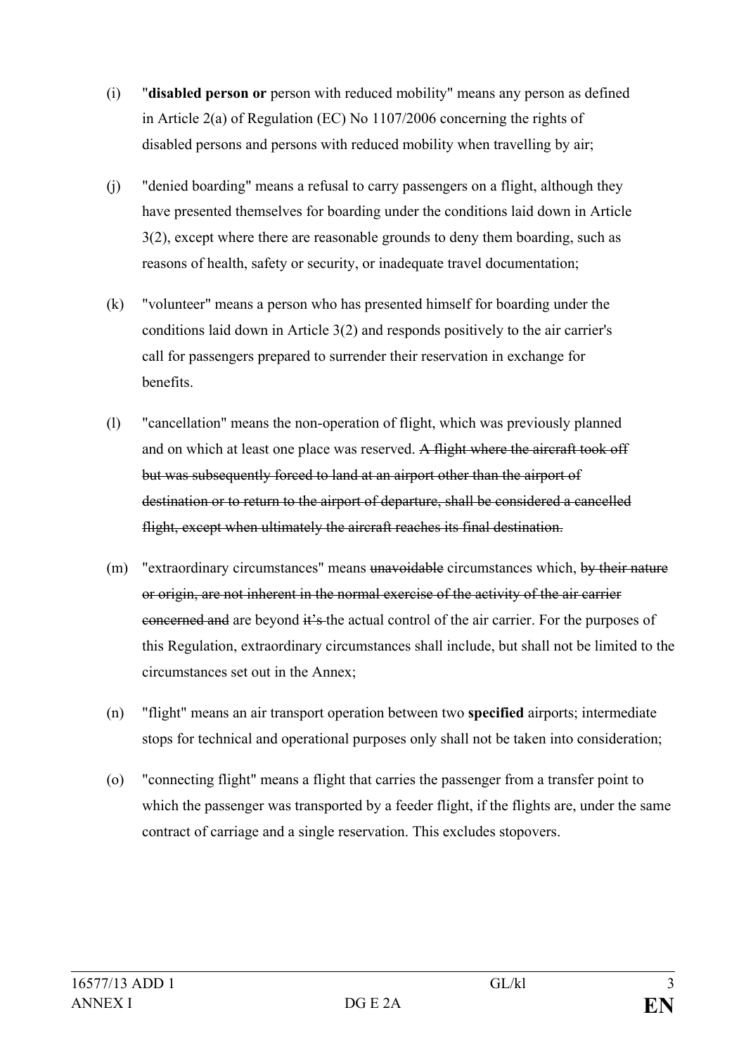(i) "**disabled person or** person with reduced mobility" means any person as defined in Article 2(a) of Regulation (EC) No 1107/2006 concerning the rights of disabled persons and persons with reduced mobility when travelling by air;

(j) "denied boarding" means a refusal to carry passengers on a flight, although they have presented themselves for boarding under the conditions laid down in Article 3(2), except where there are reasonable grounds to deny them boarding, such as reasons of health, safety or security, or inadequate travel documentation;

(k) "volunteer" means a person who has presented himself for boarding under the conditions laid down in Article 3(2) and responds positively to the air carrier's call for passengers prepared to surrender their reservation in exchange for benefits.

(l) "cancellation" means the non-operation of flight, which was previously planned and on which at least one place was reserved. ~~A flight where the aircraft took off but was subsequently forced to land at an airport other than the airport of destination or to return to the airport of departure, shall be considered a cancelled flight, except when ultimately the aircraft reaches its final destination.~~

(m) "extraordinary circumstances" means ~~unavoidable~~ circumstances which, ~~by their nature or origin, are not inherent in the normal exercise of the activity of the air carrier concerned and~~ are beyond ~~it's~~ the actual control of the air carrier. For the purposes of this Regulation, extraordinary circumstances shall include, but shall not be limited to the circumstances set out in the Annex;

(n) "flight" means an air transport operation between two **specified** airports; intermediate stops for technical and operational purposes only shall not be taken into consideration;

(o) "connecting flight" means a flight that carries the passenger from a transfer point to which the passenger was transported by a feeder flight, if the flights are, under the same contract of carriage and a single reservation. This excludes stopovers.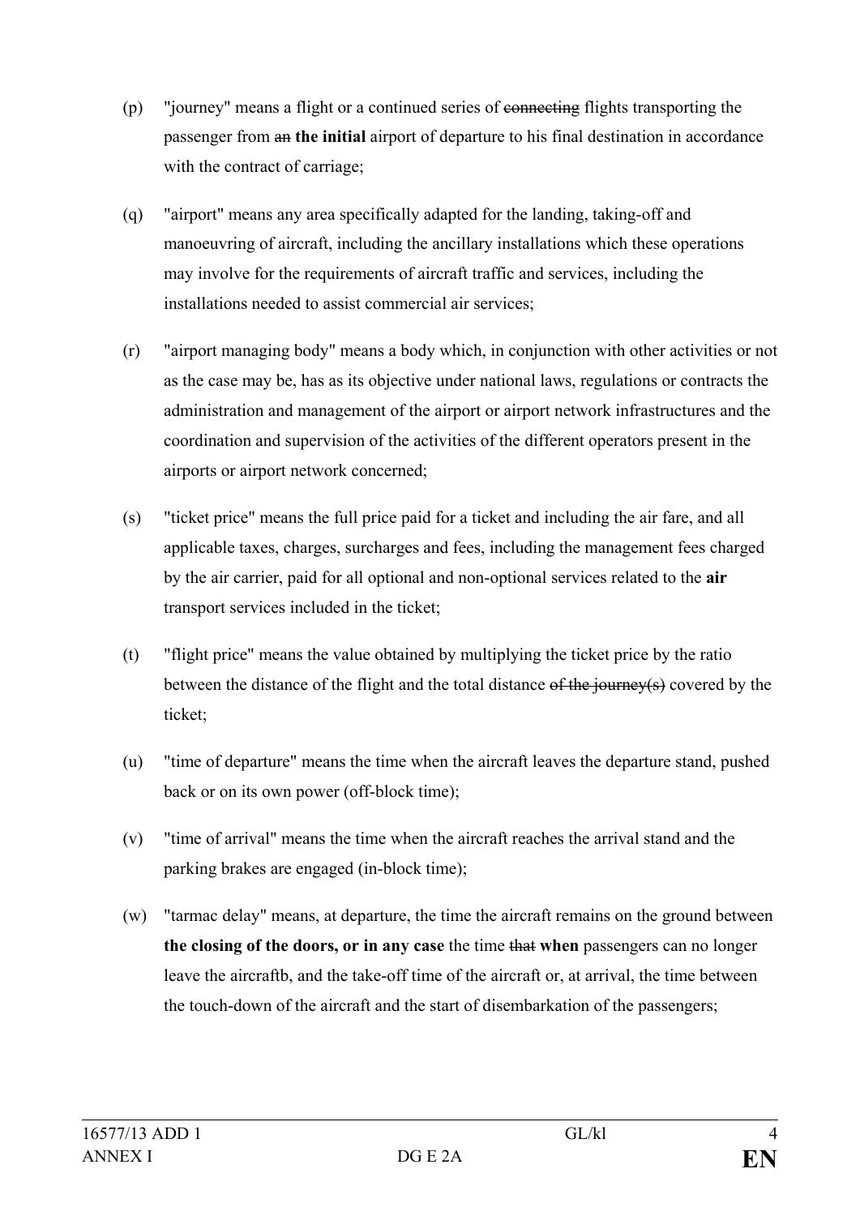(p) "journey" means a flight or a continued series of ~~connecting~~ flights transporting the passenger from ~~an~~ **the initial** airport of departure to his final destination in accordance with the contract of carriage;

(q) "airport" means any area specifically adapted for the landing, taking-off and manoeuvring of aircraft, including the ancillary installations which these operations may involve for the requirements of aircraft traffic and services, including the installations needed to assist commercial air services;

(r) "airport managing body" means a body which, in conjunction with other activities or not as the case may be, has as its objective under national laws, regulations or contracts the administration and management of the airport or airport network infrastructures and the coordination and supervision of the activities of the different operators present in the airports or airport network concerned;

(s) "ticket price" means the full price paid for a ticket and including the air fare, and all applicable taxes, charges, surcharges and fees, including the management fees charged by the air carrier, paid for all optional and non-optional services related to the **air** transport services included in the ticket;

(t) "flight price" means the value obtained by multiplying the ticket price by the ratio between the distance of the flight and the total distance ~~of the journey(s)~~ covered by the ticket;

(u) "time of departure" means the time when the aircraft leaves the departure stand, pushed back or on its own power (off-block time);

(v) "time of arrival" means the time when the aircraft reaches the arrival stand and the parking brakes are engaged (in-block time);

(w) "tarmac delay" means, at departure, the time the aircraft remains on the ground between **the closing of the doors, or in any case** the time ~~that~~ **when** passengers can no longer leave the aircraftb, and the take-off time of the aircraft or, at arrival, the time between the touch-down of the aircraft and the start of disembarkation of the passengers;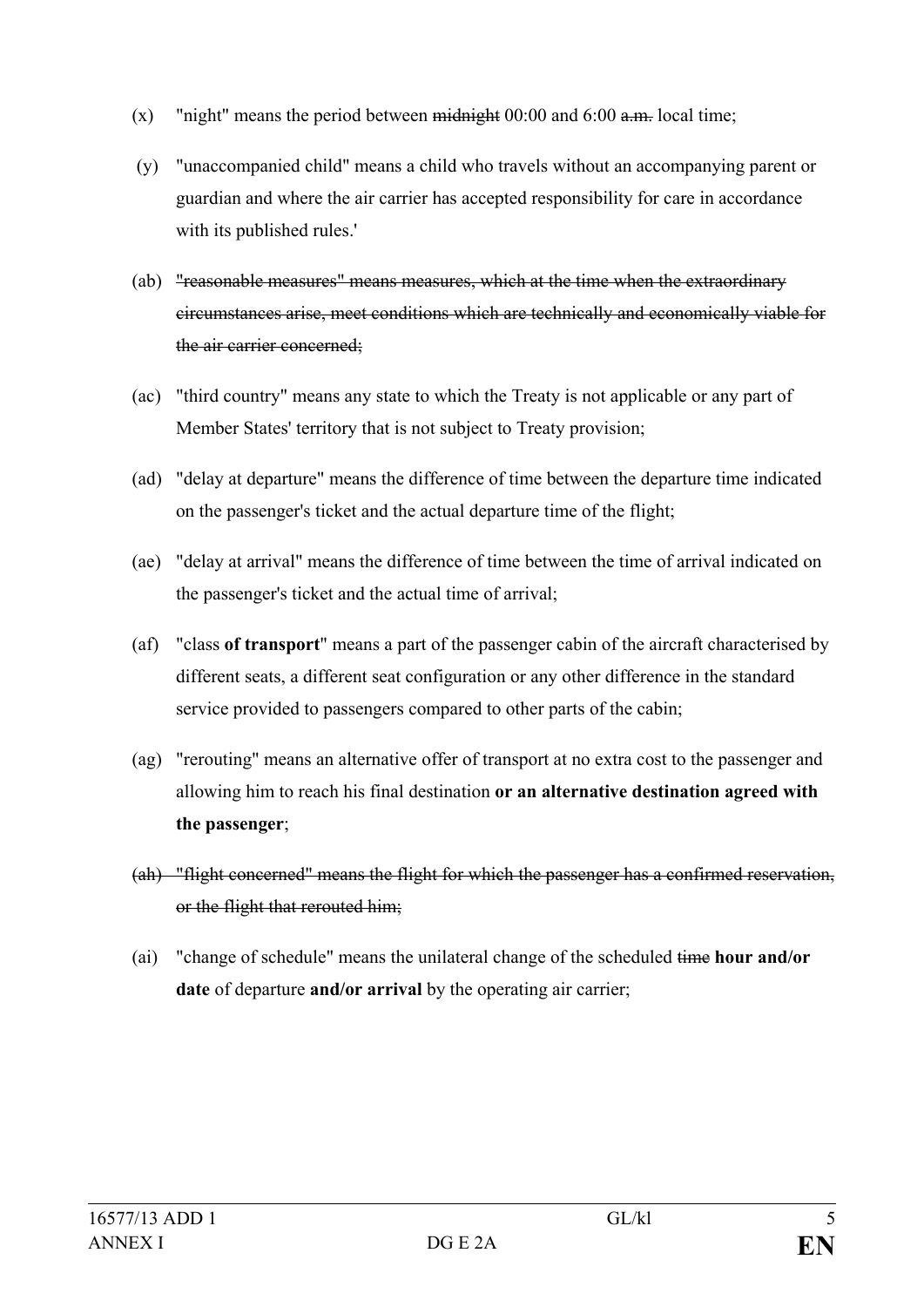(x) "night" means the period between ~~midnight~~ 00:00 and 6:00 ~~a.m.~~ local time;

(y) "unaccompanied child" means a child who travels without an accompanying parent or guardian and where the air carrier has accepted responsibility for care in accordance with its published rules.'

(ab) ~~"reasonable measures" means measures, which at the time when the extraordinary circumstances arise, meet conditions which are technically and economically viable for the air carrier concerned;~~

(ac) "third country" means any state to which the Treaty is not applicable or any part of Member States' territory that is not subject to Treaty provision;

(ad) "delay at departure" means the difference of time between the departure time indicated on the passenger's ticket and the actual departure time of the flight;

(ae) "delay at arrival" means the difference of time between the time of arrival indicated on the passenger's ticket and the actual time of arrival;

(af) "class **of transport**" means a part of the passenger cabin of the aircraft characterised by different seats, a different seat configuration or any other difference in the standard service provided to passengers compared to other parts of the cabin;

(ag) "rerouting" means an alternative offer of transport at no extra cost to the passenger and allowing him to reach his final destination **or an alternative destination agreed with the passenger**;

~~(ah) "flight concerned" means the flight for which the passenger has a confirmed reservation, or the flight that rerouted him;~~

(ai) "change of schedule" means the unilateral change of the scheduled ~~time~~ **hour and/or date** of departure **and/or arrival** by the operating air carrier;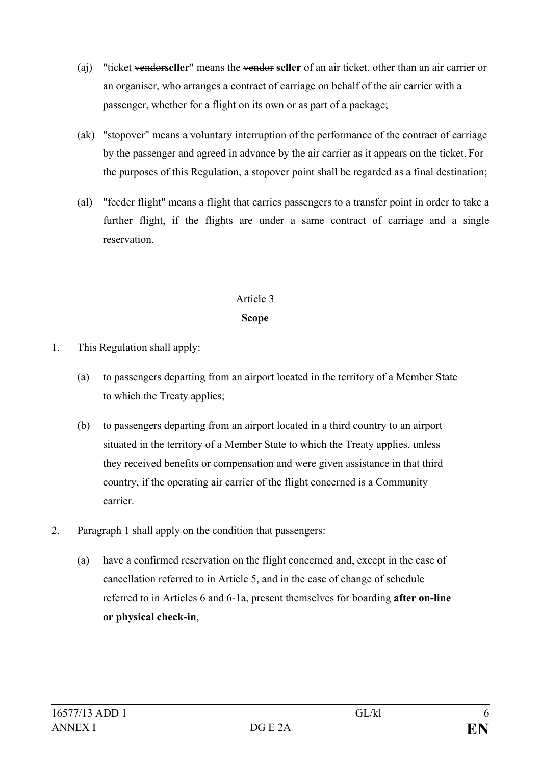(aj) "ticket ~~vendor~~**seller**" means the ~~vendor~~ **seller** of an air ticket, other than an air carrier or an organiser, who arranges a contract of carriage on behalf of the air carrier with a passenger, whether for a flight on its own or as part of a package;

(ak) "stopover" means a voluntary interruption of the performance of the contract of carriage by the passenger and agreed in advance by the air carrier as it appears on the ticket. For the purposes of this Regulation, a stopover point shall be regarded as a final destination;

(al) "feeder flight" means a flight that carries passengers to a transfer point in order to take a further flight, if the flights are under a same contract of carriage and a single reservation.

Article 3

**Scope**

1. This Regulation shall apply:

   (a) to passengers departing from an airport located in the territory of a Member State to which the Treaty applies;

   (b) to passengers departing from an airport located in a third country to an airport situated in the territory of a Member State to which the Treaty applies, unless they received benefits or compensation and were given assistance in that third country, if the operating air carrier of the flight concerned is a Community carrier.

2. Paragraph 1 shall apply on the condition that passengers:

   (a) have a confirmed reservation on the flight concerned and, except in the case of cancellation referred to in Article 5, and in the case of change of schedule referred to in Articles 6 and 6-1a, present themselves for boarding **after on-line or physical check-in**,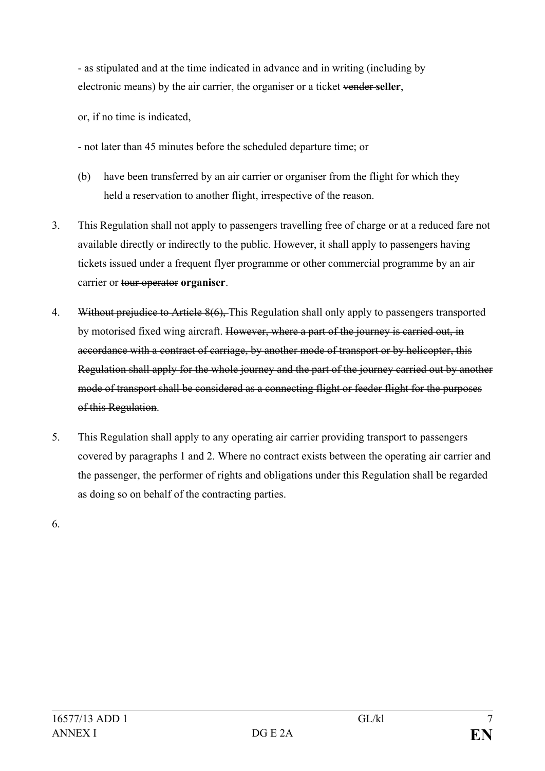- as stipulated and at the time indicated in advance and in writing (including by electronic means) by the air carrier, the organiser or a ticket ~~vender~~ **seller**,

or, if no time is indicated,

- not later than 45 minutes before the scheduled departure time; or

(b) have been transferred by an air carrier or organiser from the flight for which they held a reservation to another flight, irrespective of the reason.

3. This Regulation shall not apply to passengers travelling free of charge or at a reduced fare not available directly or indirectly to the public. However, it shall apply to passengers having tickets issued under a frequent flyer programme or other commercial programme by an air carrier or ~~tour operator~~ **organiser**.

4. ~~Without prejudice to Article 8(6),~~ This Regulation shall only apply to passengers transported by motorised fixed wing aircraft. ~~However, where a part of the journey is carried out, in accordance with a contract of carriage, by another mode of transport or by helicopter, this Regulation shall apply for the whole journey and the part of the journey carried out by another mode of transport shall be considered as a connecting flight or feeder flight for the purposes of this Regulation~~.

5. This Regulation shall apply to any operating air carrier providing transport to passengers covered by paragraphs 1 and 2. Where no contract exists between the operating air carrier and the passenger, the performer of rights and obligations under this Regulation shall be regarded as doing so on behalf of the contracting parties.

6.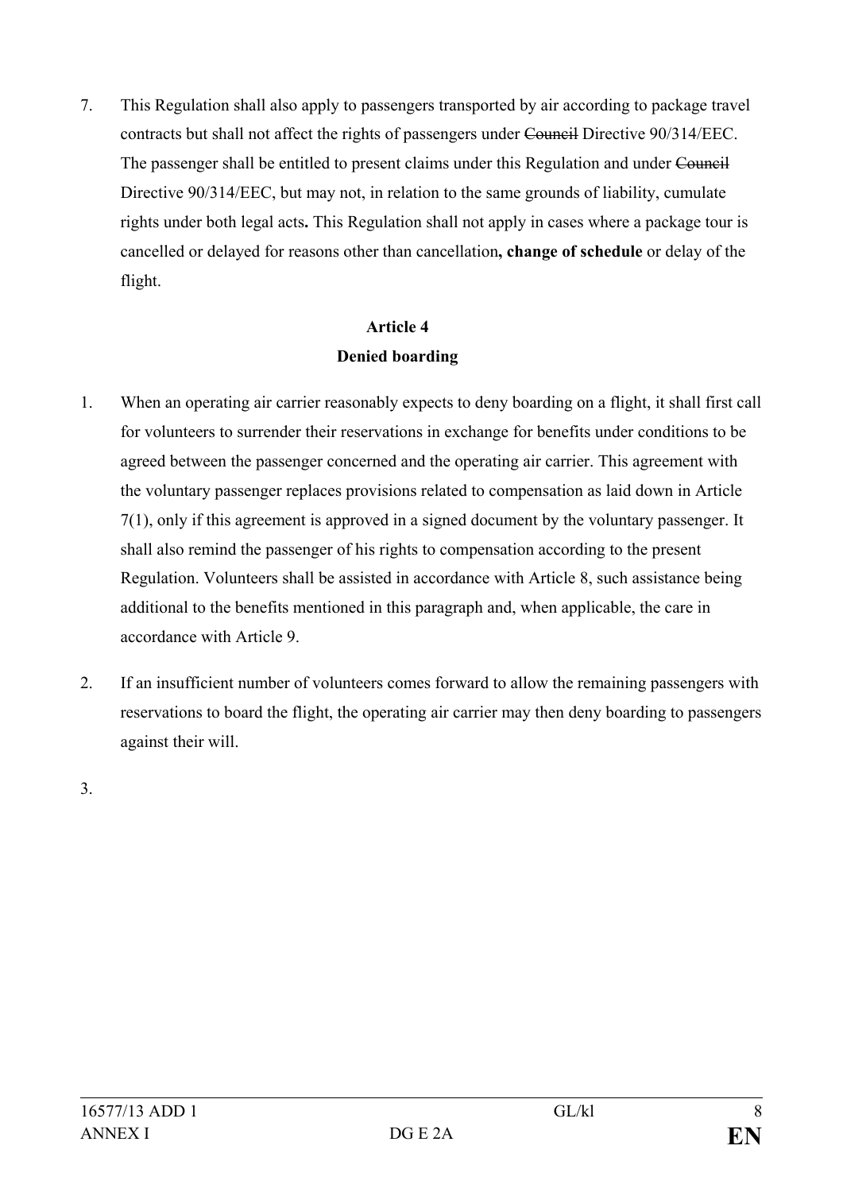7. This Regulation shall also apply to passengers transported by air according to package travel contracts but shall not affect the rights of passengers under ~~Council~~ Directive 90/314/EEC. The passenger shall be entitled to present claims under this Regulation and under ~~Council~~ Directive 90/314/EEC, but may not, in relation to the same grounds of liability, cumulate rights under both legal acts**.** This Regulation shall not apply in cases where a package tour is cancelled or delayed for reasons other than cancellation**, change of schedule** or delay of the flight.

**Article 4**

**Denied boarding**

1. When an operating air carrier reasonably expects to deny boarding on a flight, it shall first call for volunteers to surrender their reservations in exchange for benefits under conditions to be agreed between the passenger concerned and the operating air carrier. This agreement with the voluntary passenger replaces provisions related to compensation as laid down in Article 7(1), only if this agreement is approved in a signed document by the voluntary passenger. It shall also remind the passenger of his rights to compensation according to the present Regulation. Volunteers shall be assisted in accordance with Article 8, such assistance being additional to the benefits mentioned in this paragraph and, when applicable, the care in accordance with Article 9.

2. If an insufficient number of volunteers comes forward to allow the remaining passengers with reservations to board the flight, the operating air carrier may then deny boarding to passengers against their will.

3.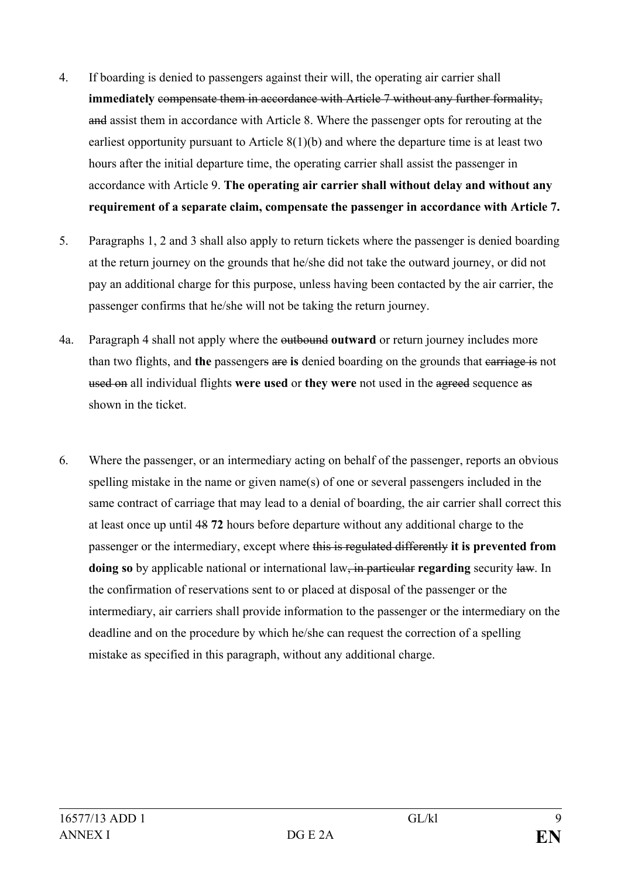4. If boarding is denied to passengers against their will, the operating air carrier shall **immediately** ~~compensate them in accordance with Article 7 without any further formality, and~~ assist them in accordance with Article 8. Where the passenger opts for rerouting at the earliest opportunity pursuant to Article 8(1)(b) and where the departure time is at least two hours after the initial departure time, the operating carrier shall assist the passenger in accordance with Article 9. **The operating air carrier shall without delay and without any requirement of a separate claim, compensate the passenger in accordance with Article 7.**

5. Paragraphs 1, 2 and 3 shall also apply to return tickets where the passenger is denied boarding at the return journey on the grounds that he/she did not take the outward journey, or did not pay an additional charge for this purpose, unless having been contacted by the air carrier, the passenger confirms that he/she will not be taking the return journey.

4a. Paragraph 4 shall not apply where the ~~outbound~~ **outward** or return journey includes more than two flights, and **the** passengers ~~are~~ **is** denied boarding on the grounds that ~~carriage is~~ not ~~used on~~ all individual flights **were used** or **they were** not used in the ~~agreed~~ sequence ~~as~~ shown in the ticket.

6. Where the passenger, or an intermediary acting on behalf of the passenger, reports an obvious spelling mistake in the name or given name(s) of one or several passengers included in the same contract of carriage that may lead to a denial of boarding, the air carrier shall correct this at least once up until ~~48~~ **72** hours before departure without any additional charge to the passenger or the intermediary, except where ~~this is regulated differently~~ **it is prevented from doing so** by applicable national or international law~~, in particular~~ **regarding** security ~~law~~. In the confirmation of reservations sent to or placed at disposal of the passenger or the intermediary, air carriers shall provide information to the passenger or the intermediary on the deadline and on the procedure by which he/she can request the correction of a spelling mistake as specified in this paragraph, without any additional charge.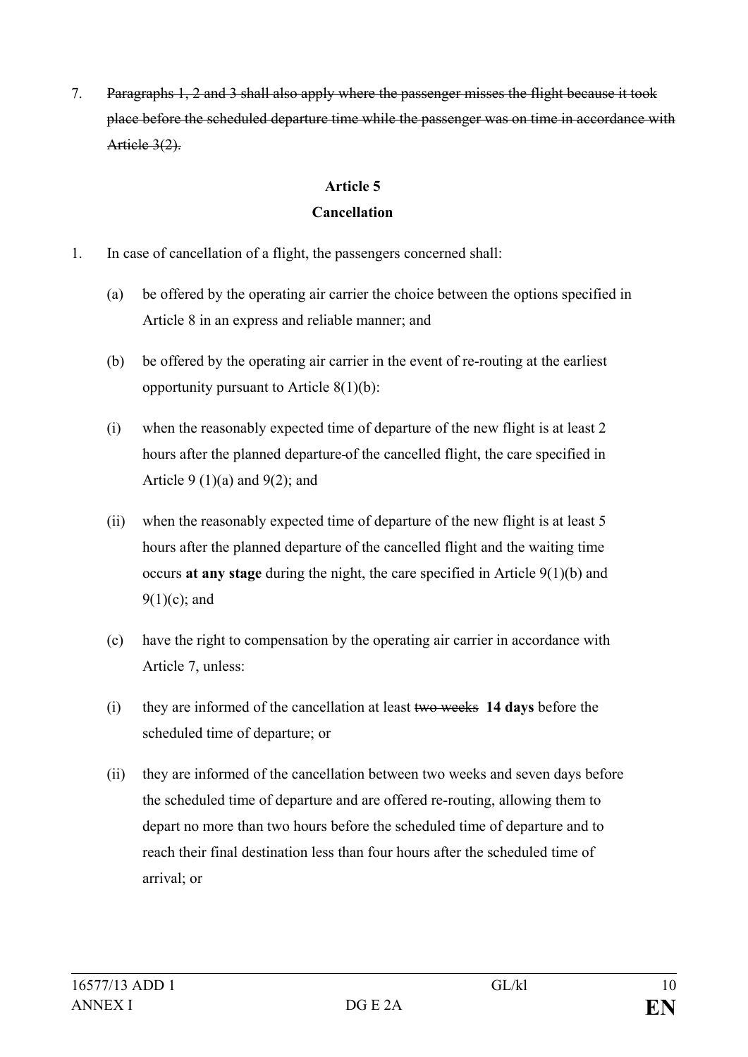7. ~~Paragraphs 1, 2 and 3 shall also apply where the passenger misses the flight because it took place before the scheduled departure time while the passenger was on time in accordance with Article 3(2).~~

**Article 5**

**Cancellation**

1. In case of cancellation of a flight, the passengers concerned shall:

   (a) be offered by the operating air carrier the choice between the options specified in Article 8 in an express and reliable manner; and

   (b) be offered by the operating air carrier in the event of re-routing at the earliest opportunity pursuant to Article 8(1)(b):

   (i) when the reasonably expected time of departure of the new flight is at least 2 hours after the planned departure of the cancelled flight, the care specified in Article 9 (1)(a) and 9(2); and

   (ii) when the reasonably expected time of departure of the new flight is at least 5 hours after the planned departure of the cancelled flight and the waiting time occurs **at any stage** during the night, the care specified in Article 9(1)(b) and 9(1)(c); and

   (c) have the right to compensation by the operating air carrier in accordance with Article 7, unless:

   (i) they are informed of the cancellation at least ~~two weeks~~ **14 days** before the scheduled time of departure; or

   (ii) they are informed of the cancellation between two weeks and seven days before the scheduled time of departure and are offered re-routing, allowing them to depart no more than two hours before the scheduled time of departure and to reach their final destination less than four hours after the scheduled time of arrival; or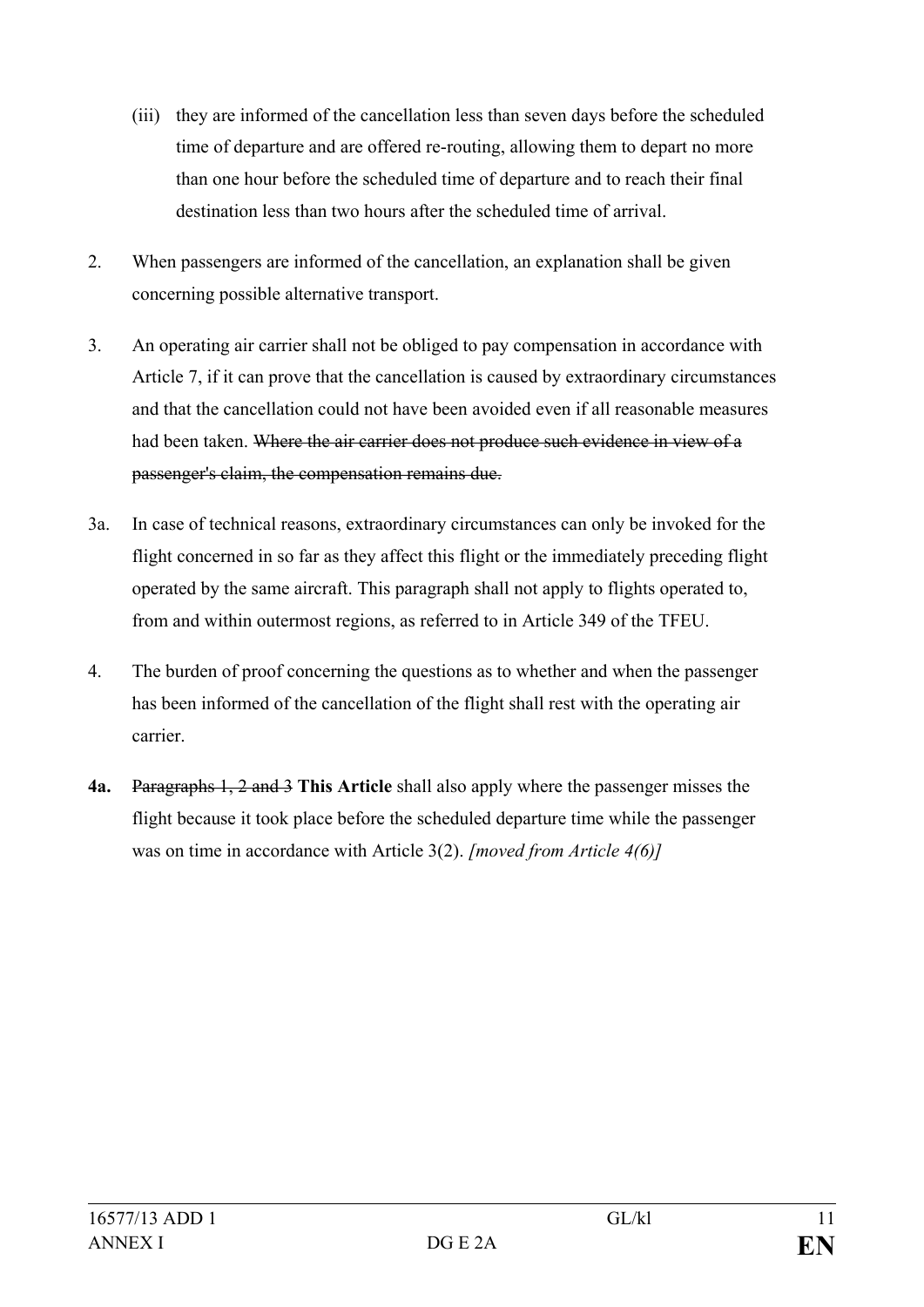(iii) they are informed of the cancellation less than seven days before the scheduled time of departure and are offered re-routing, allowing them to depart no more than one hour before the scheduled time of departure and to reach their final destination less than two hours after the scheduled time of arrival.

2. When passengers are informed of the cancellation, an explanation shall be given concerning possible alternative transport.

3. An operating air carrier shall not be obliged to pay compensation in accordance with Article 7, if it can prove that the cancellation is caused by extraordinary circumstances and that the cancellation could not have been avoided even if all reasonable measures had been taken. ~~Where the air carrier does not produce such evidence in view of a passenger's claim, the compensation remains due.~~

3a. In case of technical reasons, extraordinary circumstances can only be invoked for the flight concerned in so far as they affect this flight or the immediately preceding flight operated by the same aircraft. This paragraph shall not apply to flights operated to, from and within outermost regions, as referred to in Article 349 of the TFEU.

4. The burden of proof concerning the questions as to whether and when the passenger has been informed of the cancellation of the flight shall rest with the operating air carrier.

**4a.** ~~Paragraphs 1, 2 and 3~~ **This Article** shall also apply where the passenger misses the flight because it took place before the scheduled departure time while the passenger was on time in accordance with Article 3(2). *[moved from Article 4(6)]*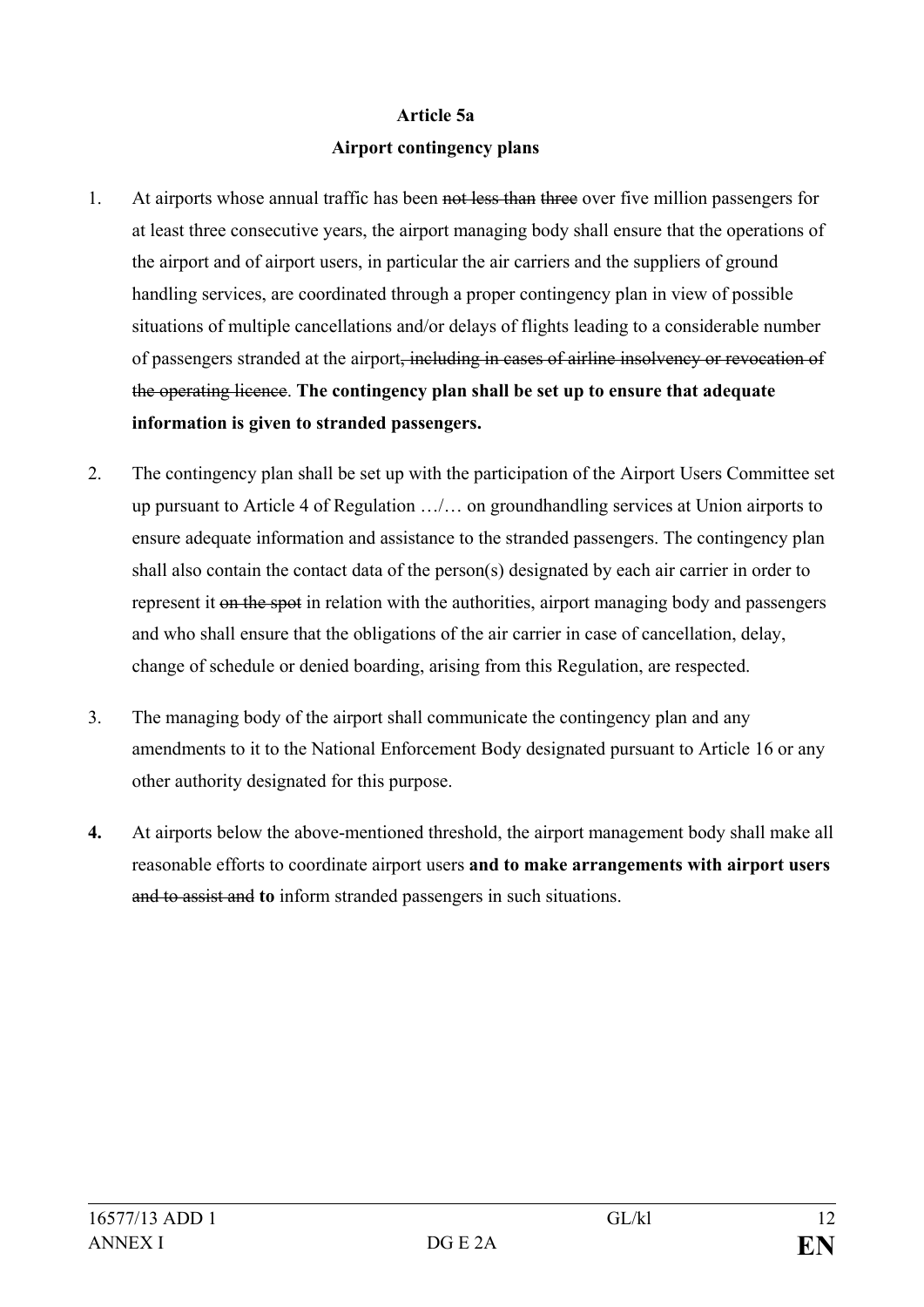**Article 5a**

**Airport contingency plans**

1. At airports whose annual traffic has been ~~not less than three~~ over five million passengers for at least three consecutive years, the airport managing body shall ensure that the operations of the airport and of airport users, in particular the air carriers and the suppliers of ground handling services, are coordinated through a proper contingency plan in view of possible situations of multiple cancellations and/or delays of flights leading to a considerable number of passengers stranded at the airport~~, including in cases of airline insolvency or revocation of the operating licence~~. **The contingency plan shall be set up to ensure that adequate information is given to stranded passengers.**

2. The contingency plan shall be set up with the participation of the Airport Users Committee set up pursuant to Article 4 of Regulation …/… on groundhandling services at Union airports to ensure adequate information and assistance to the stranded passengers. The contingency plan shall also contain the contact data of the person(s) designated by each air carrier in order to represent it ~~on the spot~~ in relation with the authorities, airport managing body and passengers and who shall ensure that the obligations of the air carrier in case of cancellation, delay, change of schedule or denied boarding, arising from this Regulation, are respected.

3. The managing body of the airport shall communicate the contingency plan and any amendments to it to the National Enforcement Body designated pursuant to Article 16 or any other authority designated for this purpose.

**4.** At airports below the above-mentioned threshold, the airport management body shall make all reasonable efforts to coordinate airport users **and to make arrangements with airport users** ~~and to assist and~~ **to** inform stranded passengers in such situations.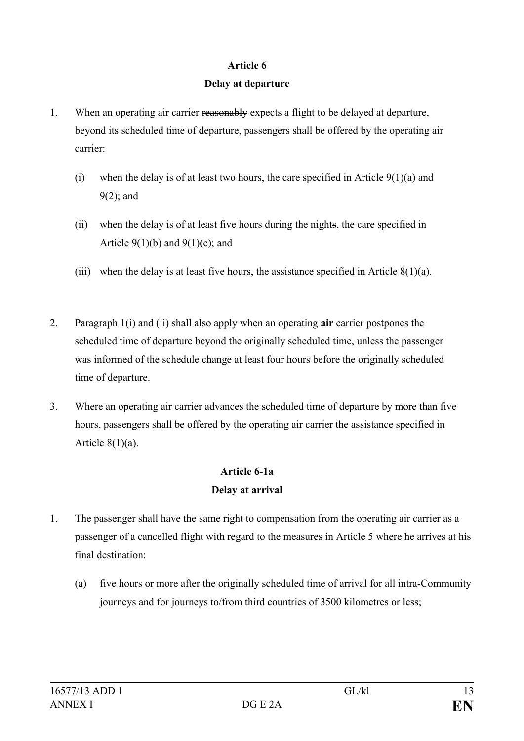**Article 6**

**Delay at departure**

1. When an operating air carrier ~~reasonably~~ expects a flight to be delayed at departure, beyond its scheduled time of departure, passengers shall be offered by the operating air carrier:

   (i) when the delay is of at least two hours, the care specified in Article 9(1)(a) and 9(2); and

   (ii) when the delay is of at least five hours during the night~~s~~, the care specified in Article 9(1)(b) and 9(1)(c); and

   (iii) when the delay is at least five hours, the assistance specified in Article 8(1)(a).

2. Paragraph 1(i) and (ii) shall also apply when an operating **air** carrier postpones the scheduled time of departure beyond the originally scheduled time, unless the passenger was informed of the schedule change at least four hours before the originally scheduled time of departure.

3. Where an operating air carrier advances the scheduled time of departure by more than five hours, passengers shall be offered by the operating air carrier the assistance specified in Article 8(1)(a).

**Article 6-1a**

**Delay at arrival**

1. The passenger shall have the same right to compensation from the operating air carrier as a passenger of a cancelled flight with regard to the measures in Article 5 where he arrives at his final destination:

   (a) five hours or more after the originally scheduled time of arrival for all intra-Community journeys and for journeys to/from third countries of 3500 kilometres or less;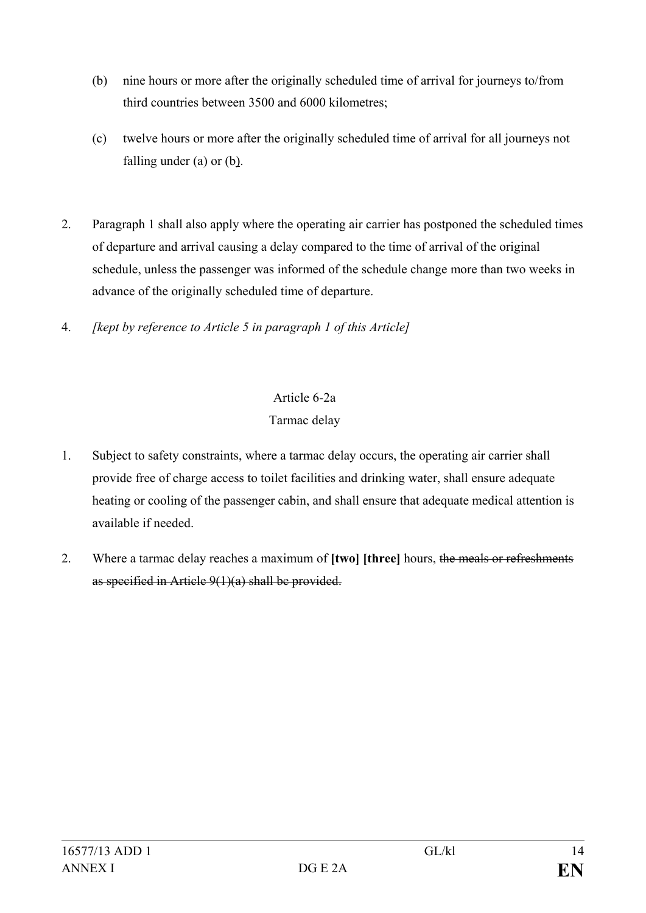(b) nine hours or more after the originally scheduled time of arrival for journeys to/from third countries between 3500 and 6000 kilometres;

(c) twelve hours or more after the originally scheduled time of arrival for all journeys not falling under (a) or (b).

2. Paragraph 1 shall also apply where the operating air carrier has postponed the scheduled times of departure and arrival causing a delay compared to the time of arrival of the original schedule, unless the passenger was informed of the schedule change more than two weeks in advance of the originally scheduled time of departure.

4. *[kept by reference to Article 5 in paragraph 1 of this Article]*

Article 6-2a

Tarmac delay

1. Subject to safety constraints, where a tarmac delay occurs, the operating air carrier shall provide free of charge access to toilet facilities and drinking water, shall ensure adequate heating or cooling of the passenger cabin, and shall ensure that adequate medical attention is available if needed.

2. Where a tarmac delay reaches a maximum of **[two] [three]** hours, ~~the meals or refreshments as specified in Article 9(1)(a) shall be provided.~~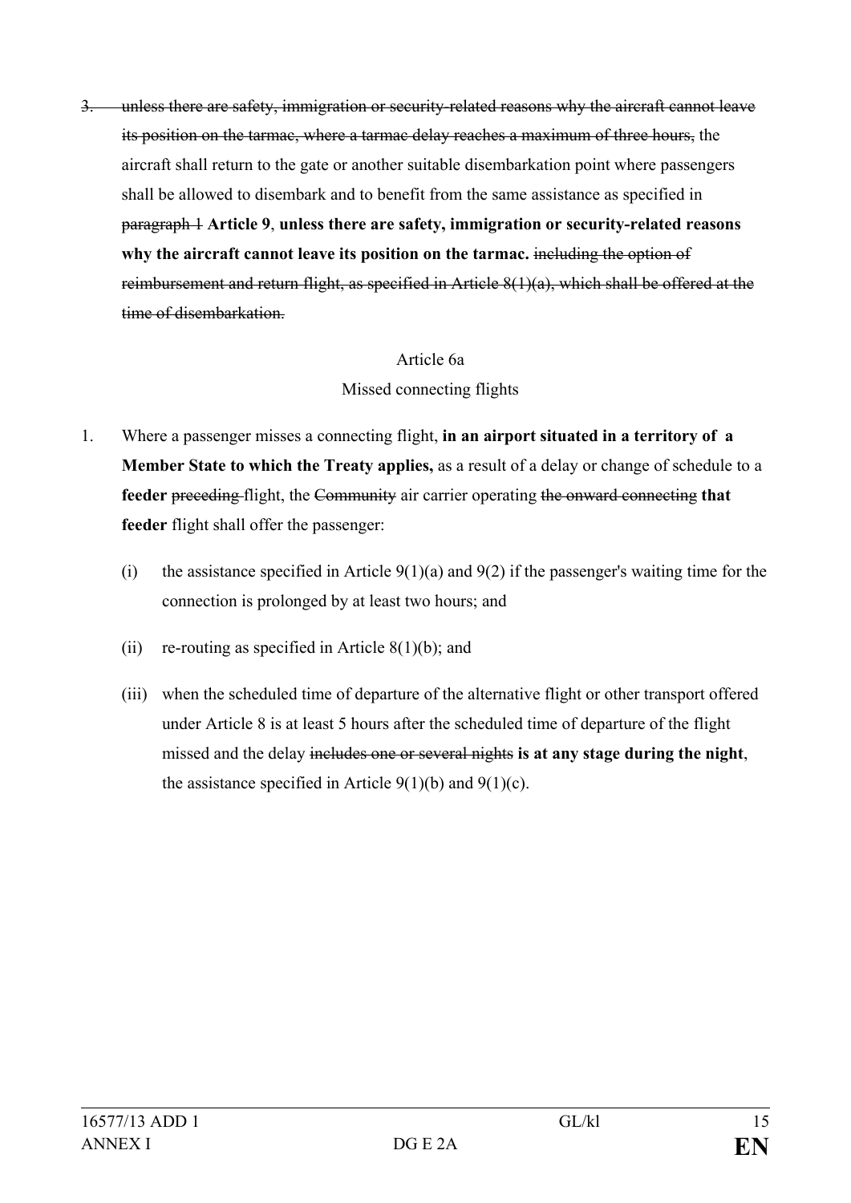3. ~~unless there are safety, immigration or security-related reasons why the aircraft cannot leave its position on the tarmac, where a tarmac delay reaches a maximum of three hours,~~ the aircraft shall return to the gate or another suitable disembarkation point where passengers shall be allowed to disembark and to benefit from the same assistance as specified in ~~paragraph 1~~ **Article 9**, **unless there are safety, immigration or security-related reasons why the aircraft cannot leave its position on the tarmac.** ~~including the option of reimbursement and return flight, as specified in Article 8(1)(a), which shall be offered at the time of disembarkation.~~

Article 6a

Missed connecting flights

1. Where a passenger misses a connecting flight, **in an airport situated in a territory of a Member State to which the Treaty applies,** as a result of a delay or change of schedule to a **feeder** ~~preceding~~ flight, the ~~Community~~ air carrier operating ~~the onward connecting~~ **that feeder** flight shall offer the passenger:

   (i) the assistance specified in Article 9(1)(a) and 9(2) if the passenger's waiting time for the connection is prolonged by at least two hours; and

   (ii) re-routing as specified in Article 8(1)(b); and

   (iii) when the scheduled time of departure of the alternative flight or other transport offered under Article 8 is at least 5 hours after the scheduled time of departure of the flight missed and the delay ~~includes one or several nights~~ **is at any stage during the night**, the assistance specified in Article 9(1)(b) and 9(1)(c).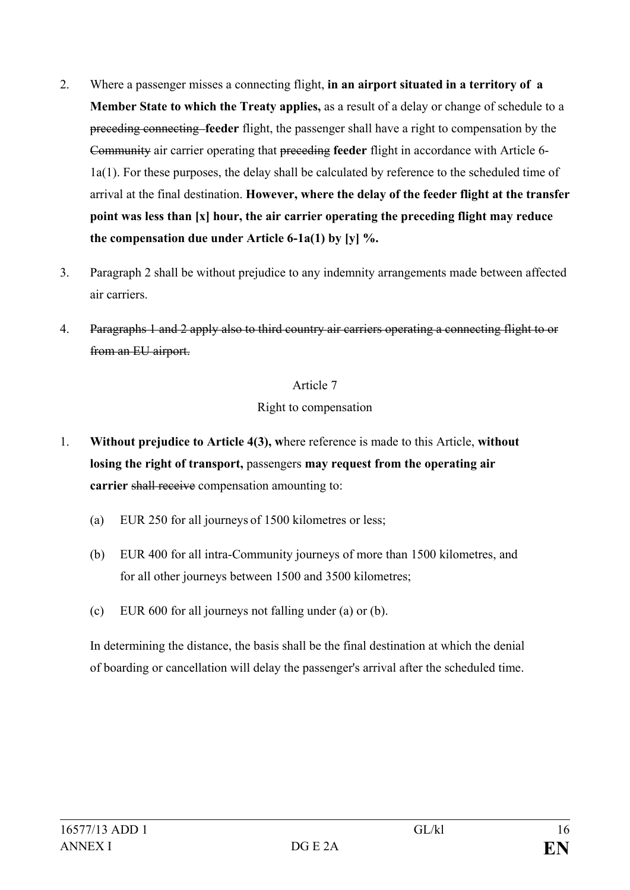2. Where a passenger misses a connecting flight, **in an airport situated in a territory of a Member State to which the Treaty applies,** as a result of a delay or change of schedule to a ~~preceding connecting~~ **feeder** flight, the passenger shall have a right to compensation by the ~~Community~~ air carrier operating that ~~preceding~~ **feeder** flight in accordance with Article 6-1a(1). For these purposes, the delay shall be calculated by reference to the scheduled time of arrival at the final destination. **However, where the delay of the feeder flight at the transfer point was less than [x] hour, the air carrier operating the preceding flight may reduce the compensation due under Article 6-1a(1) by [y] %.**

3. Paragraph 2 shall be without prejudice to any indemnity arrangements made between affected air carriers.

4. ~~Paragraphs 1 and 2 apply also to third country air carriers operating a connecting flight to or from an EU airport.~~

Article 7

Right to compensation

1. **Without prejudice to Article 4(3), w**here reference is made to this Article, **without losing the right of transport,** passengers **may request from the operating air carrier** ~~shall receive~~ compensation amounting to:

   (a) EUR 250 for all journeys of 1500 kilometres or less;

   (b) EUR 400 for all intra-Community journeys of more than 1500 kilometres, and for all other journeys between 1500 and 3500 kilometres;

   (c) EUR 600 for all journeys not falling under (a) or (b).

   In determining the distance, the basis shall be the final destination at which the denial of boarding or cancellation will delay the passenger's arrival after the scheduled time.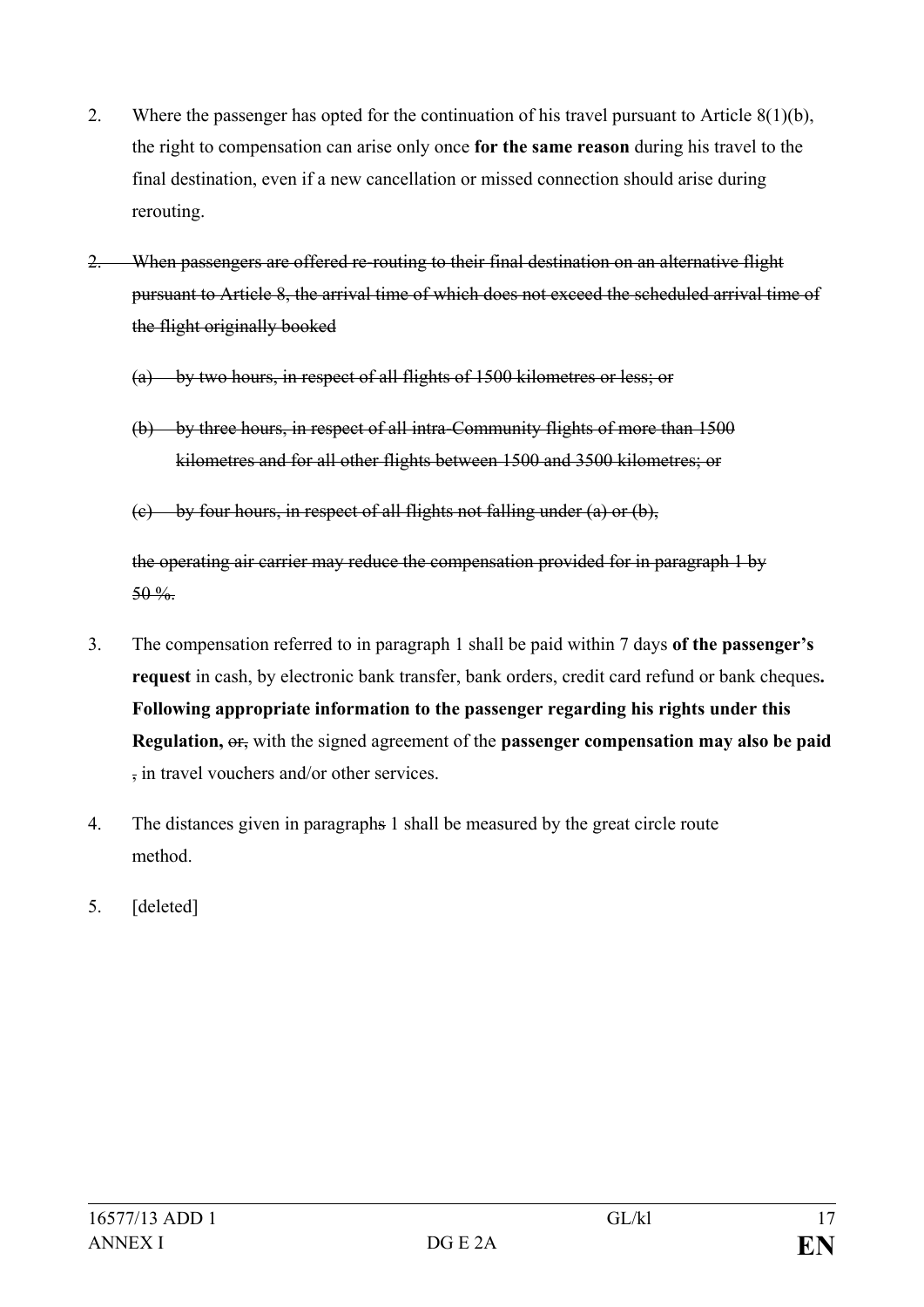2. Where the passenger has opted for the continuation of his travel pursuant to Article 8(1)(b), the right to compensation can arise only once **for the same reason** during his travel to the final destination, even if a new cancellation or missed connection should arise during rerouting.

~~2. When passengers are offered re-routing to their final destination on an alternative flight pursuant to Article 8, the arrival time of which does not exceed the scheduled arrival time of the flight originally booked~~

~~(a) by two hours, in respect of all flights of 1500 kilometres or less; or~~

~~(b) by three hours, in respect of all intra-Community flights of more than 1500 kilometres and for all other flights between 1500 and 3500 kilometres; or~~

~~(c) by four hours, in respect of all flights not falling under (a) or (b),~~

~~the operating air carrier may reduce the compensation provided for in paragraph 1 by 50 %.~~

3. The compensation referred to in paragraph 1 shall be paid within 7 days **of the passenger's request** in cash, by electronic bank transfer, bank orders, credit card refund or bank cheques**. Following appropriate information to the passenger regarding his rights under this Regulation,** ~~or,~~ with the signed agreement of the **passenger compensation may also be paid** ~~,~~ in travel vouchers and/or other services.

4. The distances given in paragraph~~s~~ 1 shall be measured by the great circle route method.

5. [deleted]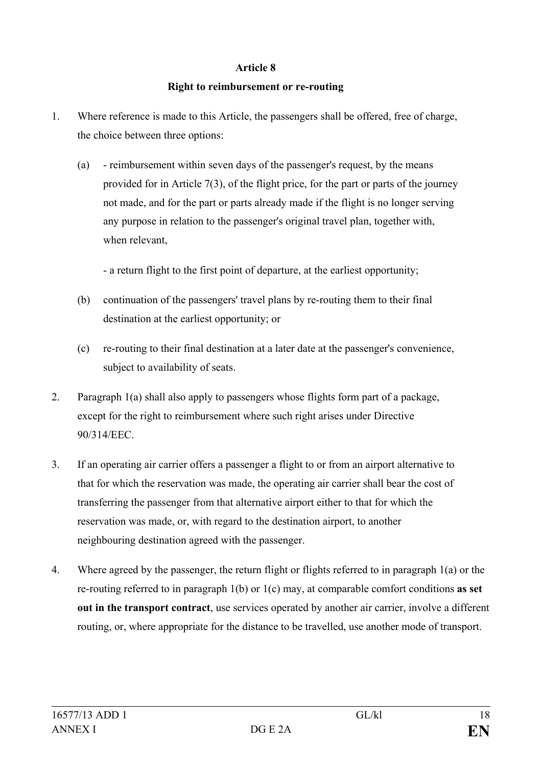**Article 8**

**Right to reimbursement or re-routing**

1. Where reference is made to this Article, the passengers shall be offered, free of charge, the choice between three options:

   (a) - reimbursement within seven days of the passenger's request, by the means provided for in Article 7(3), of the flight price, for the part or parts of the journey not made, and for the part or parts already made if the flight is no longer serving any purpose in relation to the passenger's original travel plan, together with, when relevant,

   - a return flight to the first point of departure, at the earliest opportunity;

   (b) continuation of the passengers' travel plans by re-routing them to their final destination at the earliest opportunity; or

   (c) re-routing to their final destination at a later date at the passenger's convenience, subject to availability of seats.

2. Paragraph 1(a) shall also apply to passengers whose flights form part of a package, except for the right to reimbursement where such right arises under Directive 90/314/EEC.

3. If an operating air carrier offers a passenger a flight to or from an airport alternative to that for which the reservation was made, the operating air carrier shall bear the cost of transferring the passenger from that alternative airport either to that for which the reservation was made, or, with regard to the destination airport, to another neighbouring destination agreed with the passenger.

4. Where agreed by the passenger, the return flight or flights referred to in paragraph 1(a) or the re-routing referred to in paragraph 1(b) or 1(c) may, at comparable comfort conditions **as set out in the transport contract**, use services operated by another air carrier, involve a different routing, or, where appropriate for the distance to be travelled, use another mode of transport.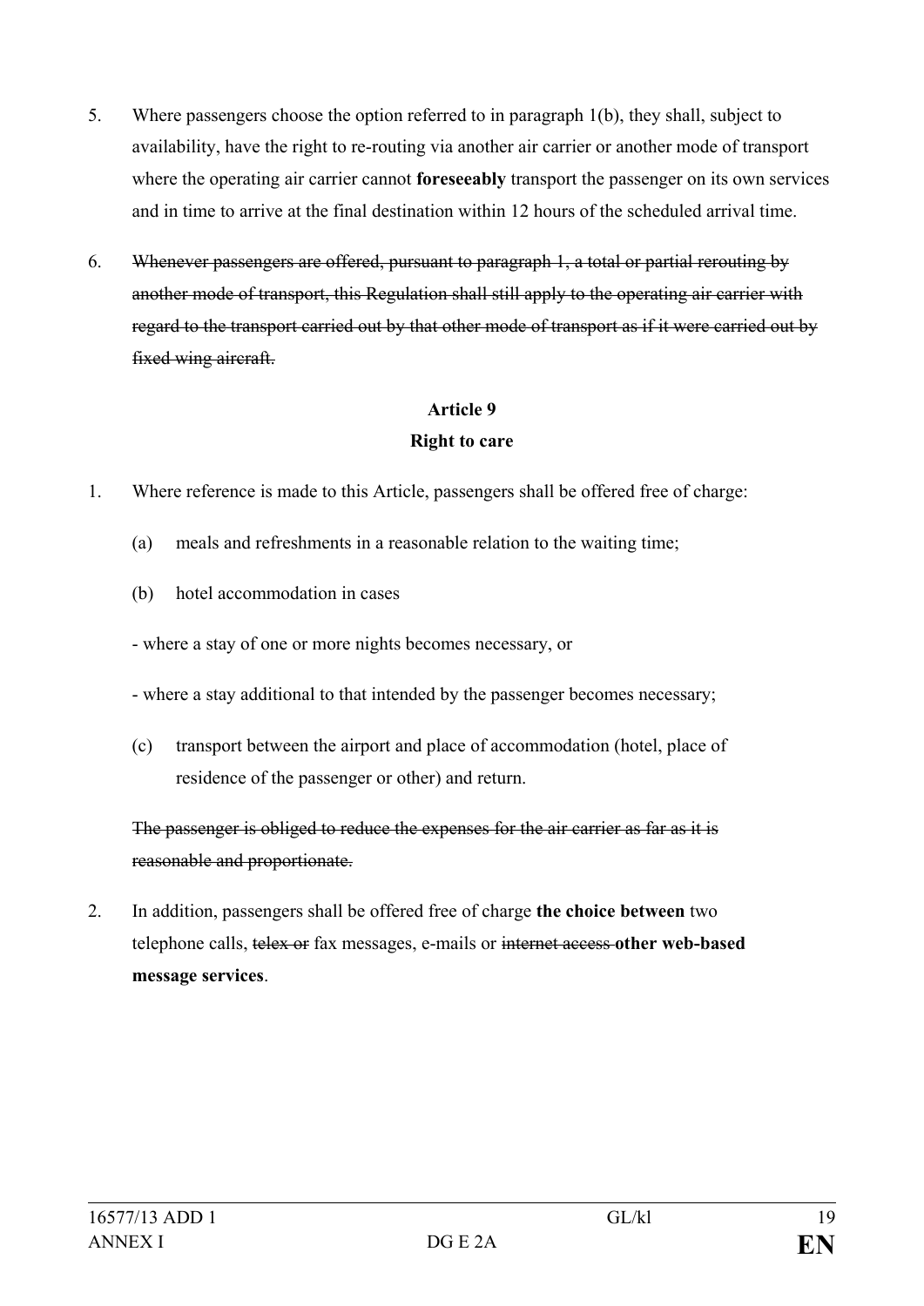5. Where passengers choose the option referred to in paragraph 1(b), they shall, subject to availability, have the right to re-routing via another air carrier or another mode of transport where the operating air carrier cannot **foreseeably** transport the passenger on its own services and in time to arrive at the final destination within 12 hours of the scheduled arrival time.

6. ~~Whenever passengers are offered, pursuant to paragraph 1, a total or partial rerouting by another mode of transport, this Regulation shall still apply to the operating air carrier with regard to the transport carried out by that other mode of transport as if it were carried out by fixed wing aircraft.~~

### Article 9
### Right to care

1. Where reference is made to this Article, passengers shall be offered free of charge:

   (a) meals and refreshments in a reasonable relation to the waiting time;

   (b) hotel accommodation in cases

   - where a stay of one or more nights becomes necessary, or

   - where a stay additional to that intended by the passenger becomes necessary;

   (c) transport between the airport and place of accommodation (hotel, place of residence of the passenger or other) and return.

   ~~The passenger is obliged to reduce the expenses for the air carrier as far as it is reasonable and proportionate.~~

2. In addition, passengers shall be offered free of charge **the choice between** two telephone calls, ~~telex or~~ fax messages, e-mails or ~~internet access~~ **other web-based message services**.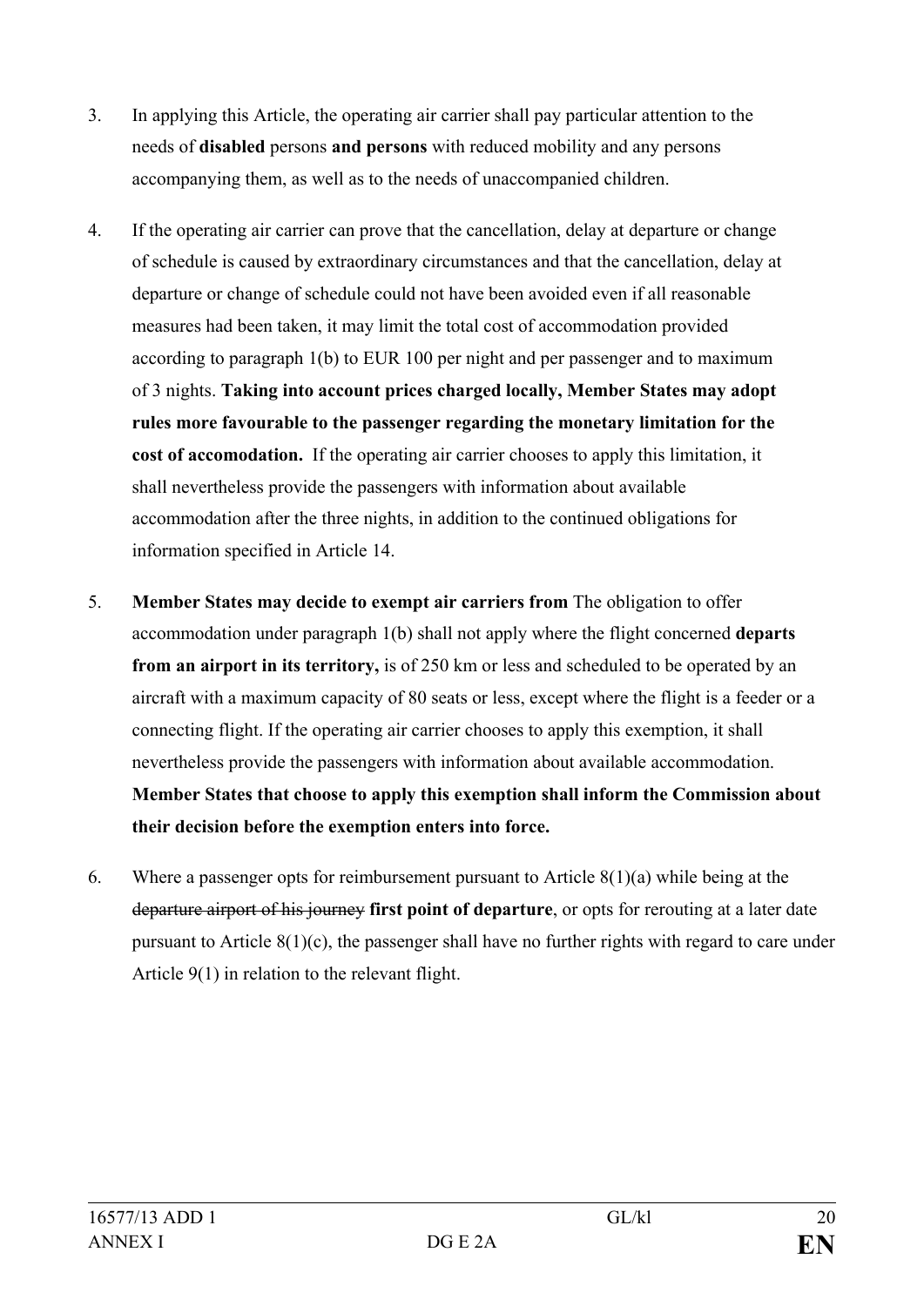3. In applying this Article, the operating air carrier shall pay particular attention to the needs of **disabled** persons **and persons** with reduced mobility and any persons accompanying them, as well as to the needs of unaccompanied children.

4. If the operating air carrier can prove that the cancellation, delay at departure or change of schedule is caused by extraordinary circumstances and that the cancellation, delay at departure or change of schedule could not have been avoided even if all reasonable measures had been taken, it may limit the total cost of accommodation provided according to paragraph 1(b) to EUR 100 per night and per passenger and to maximum of 3 nights. **Taking into account prices charged locally, Member States may adopt rules more favourable to the passenger regarding the monetary limitation for the cost of accomodation.** If the operating air carrier chooses to apply this limitation, it shall nevertheless provide the passengers with information about available accommodation after the three nights, in addition to the continued obligations for information specified in Article 14.

5. **Member States may decide to exempt air carriers from** The obligation to offer accommodation under paragraph 1(b) shall not apply where the flight concerned **departs from an airport in its territory,** is of 250 km or less and scheduled to be operated by an aircraft with a maximum capacity of 80 seats or less, except where the flight is a feeder or a connecting flight. If the operating air carrier chooses to apply this exemption, it shall nevertheless provide the passengers with information about available accommodation. **Member States that choose to apply this exemption shall inform the Commission about their decision before the exemption enters into force.**

6. Where a passenger opts for reimbursement pursuant to Article 8(1)(a) while being at the ~~departure airport of his journey~~ **first point of departure**, or opts for rerouting at a later date pursuant to Article 8(1)(c), the passenger shall have no further rights with regard to care under Article 9(1) in relation to the relevant flight.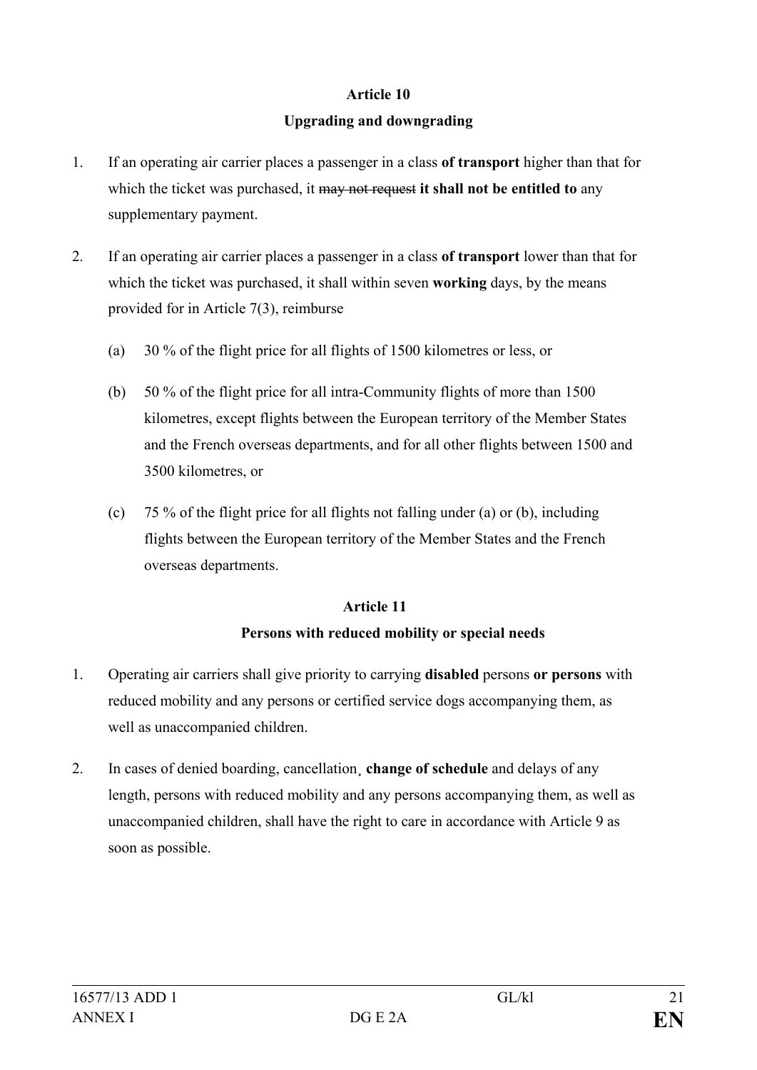**Article 10**

**Upgrading and downgrading**

1. If an operating air carrier places a passenger in a class **of transport** higher than that for which the ticket was purchased, it ~~may not request~~ **it shall not be entitled to** any supplementary payment.

2. If an operating air carrier places a passenger in a class **of transport** lower than that for which the ticket was purchased, it shall within seven **working** days, by the means provided for in Article 7(3), reimburse

   (a) 30 % of the flight price for all flights of 1500 kilometres or less, or

   (b) 50 % of the flight price for all intra-Community flights of more than 1500 kilometres, except flights between the European territory of the Member States and the French overseas departments, and for all other flights between 1500 and 3500 kilometres, or

   (c) 75 % of the flight price for all flights not falling under (a) or (b), including flights between the European territory of the Member States and the French overseas departments.

**Article 11**

**Persons with reduced mobility or special needs**

1. Operating air carriers shall give priority to carrying **disabled** persons **or persons** with reduced mobility and any persons or certified service dogs accompanying them, as well as unaccompanied children.

2. In cases of denied boarding, cancellation, **change of schedule** and delays of any length, persons with reduced mobility and any persons accompanying them, as well as unaccompanied children, shall have the right to care in accordance with Article 9 as soon as possible.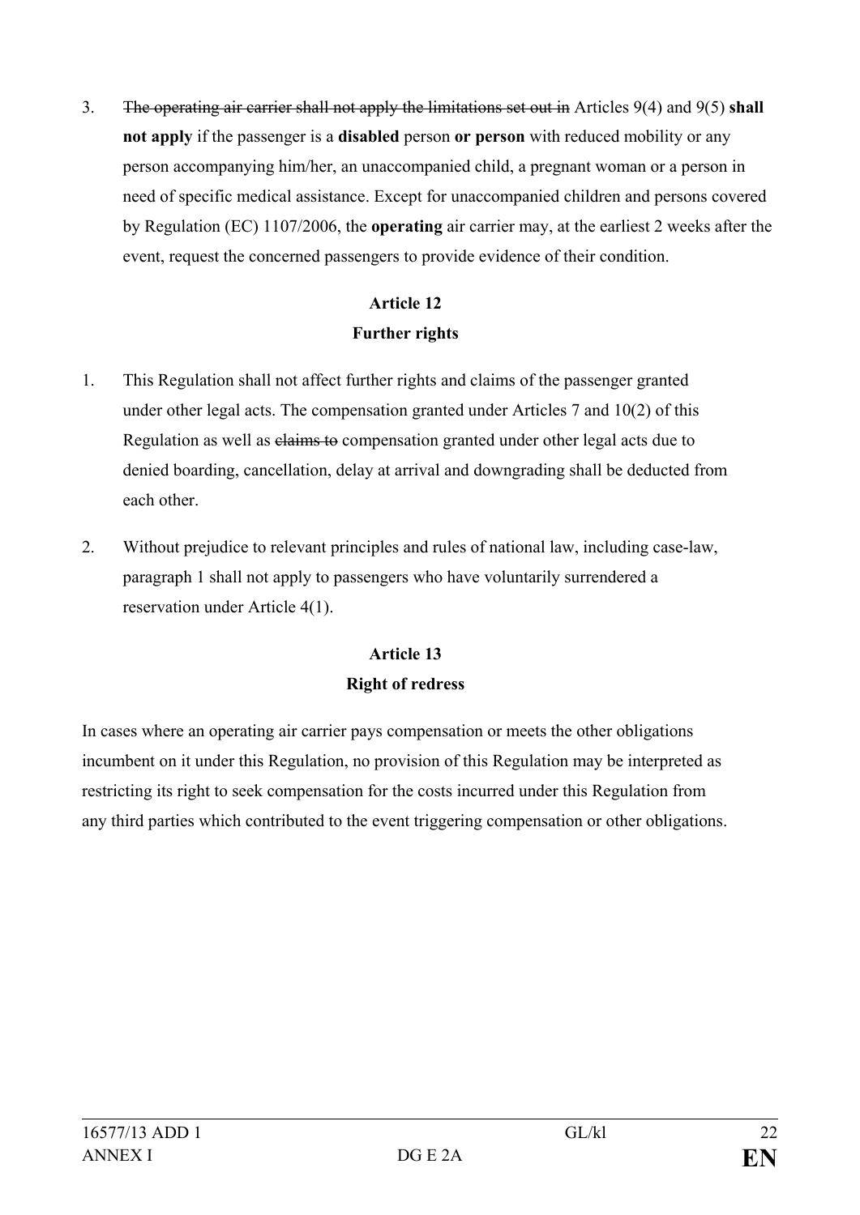3. ~~The operating air carrier shall not apply the limitations set out in~~ Articles 9(4) and 9(5) **shall not apply** if the passenger is a **disabled** person **or person** with reduced mobility or any person accompanying him/her, an unaccompanied child, a pregnant woman or a person in need of specific medical assistance. Except for unaccompanied children and persons covered by Regulation (EC) 1107/2006, the **operating** air carrier may, at the earliest 2 weeks after the event, request the concerned passengers to provide evidence of their condition.

**Article 12**
**Further rights**

1. This Regulation shall not affect further rights and claims of the passenger granted under other legal acts. The compensation granted under Articles 7 and 10(2) of this Regulation as well as ~~claims to~~ compensation granted under other legal acts due to denied boarding, cancellation, delay at arrival and downgrading shall be deducted from each other.

2. Without prejudice to relevant principles and rules of national law, including case-law, paragraph 1 shall not apply to passengers who have voluntarily surrendered a reservation under Article 4(1).

**Article 13**
**Right of redress**

In cases where an operating air carrier pays compensation or meets the other obligations incumbent on it under this Regulation, no provision of this Regulation may be interpreted as restricting its right to seek compensation for the costs incurred under this Regulation from any third parties which contributed to the event triggering compensation or other obligations.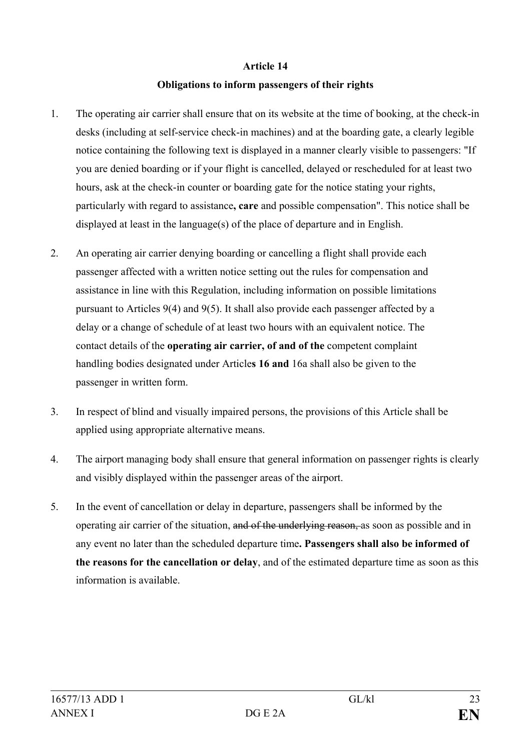**Article 14**

**Obligations to inform passengers of their rights**

1. The operating air carrier shall ensure that on its website at the time of booking, at the check-in desks (including at self-service check-in machines) and at the boarding gate, a clearly legible notice containing the following text is displayed in a manner clearly visible to passengers: "If you are denied boarding or if your flight is cancelled, delayed or rescheduled for at least two hours, ask at the check-in counter or boarding gate for the notice stating your rights, particularly with regard to assistance**, care** and possible compensation". This notice shall be displayed at least in the language(s) of the place of departure and in English.

2. An operating air carrier denying boarding or cancelling a flight shall provide each passenger affected with a written notice setting out the rules for compensation and assistance in line with this Regulation, including information on possible limitations pursuant to Articles 9(4) and 9(5). It shall also provide each passenger affected by a delay or a change of schedule of at least two hours with an equivalent notice. The contact details of the **operating air carrier, of and of the** competent complaint handling bodies designated under Article**s 16 and** 16a shall also be given to the passenger in written form.

3. In respect of blind and visually impaired persons, the provisions of this Article shall be applied using appropriate alternative means.

4. The airport managing body shall ensure that general information on passenger rights is clearly and visibly displayed within the passenger areas of the airport.

5. In the event of cancellation or delay in departure, passengers shall be informed by the operating air carrier of the situation, ~~and of the underlying reason,~~ as soon as possible and in any event no later than the scheduled departure time**. Passengers shall also be informed of the reasons for the cancellation or delay**, and of the estimated departure time as soon as this information is available.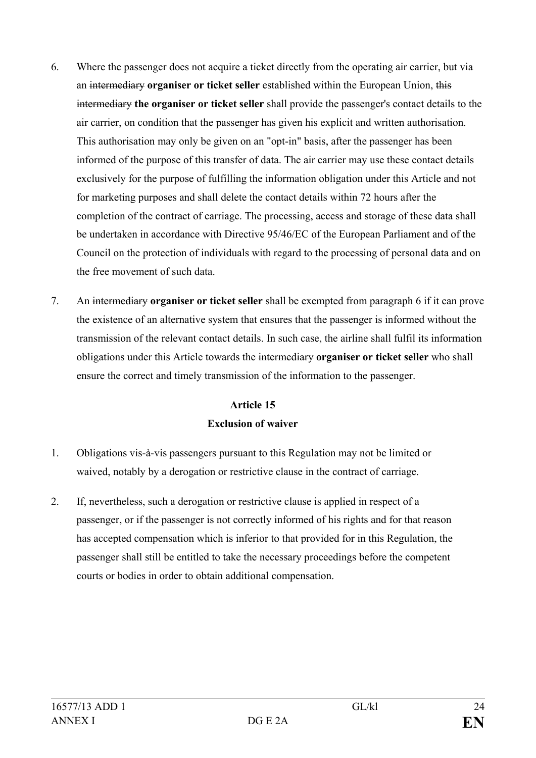6. Where the passenger does not acquire a ticket directly from the operating air carrier, but via an ~~intermediary~~ **organiser or ticket seller** established within the European Union, ~~this intermediary~~ **the organiser or ticket seller** shall provide the passenger's contact details to the air carrier, on condition that the passenger has given his explicit and written authorisation. This authorisation may only be given on an "opt-in" basis, after the passenger has been informed of the purpose of this transfer of data. The air carrier may use these contact details exclusively for the purpose of fulfilling the information obligation under this Article and not for marketing purposes and shall delete the contact details within 72 hours after the completion of the contract of carriage. The processing, access and storage of these data shall be undertaken in accordance with Directive 95/46/EC of the European Parliament and of the Council on the protection of individuals with regard to the processing of personal data and on the free movement of such data.

7. An ~~intermediary~~ **organiser or ticket seller** shall be exempted from paragraph 6 if it can prove the existence of an alternative system that ensures that the passenger is informed without the transmission of the relevant contact details. In such case, the airline shall fulfil its information obligations under this Article towards the ~~intermediary~~ **organiser or ticket seller** who shall ensure the correct and timely transmission of the information to the passenger.

**Article 15**

**Exclusion of waiver**

1. Obligations vis-à-vis passengers pursuant to this Regulation may not be limited or waived, notably by a derogation or restrictive clause in the contract of carriage.

2. If, nevertheless, such a derogation or restrictive clause is applied in respect of a passenger, or if the passenger is not correctly informed of his rights and for that reason has accepted compensation which is inferior to that provided for in this Regulation, the passenger shall still be entitled to take the necessary proceedings before the competent courts or bodies in order to obtain additional compensation.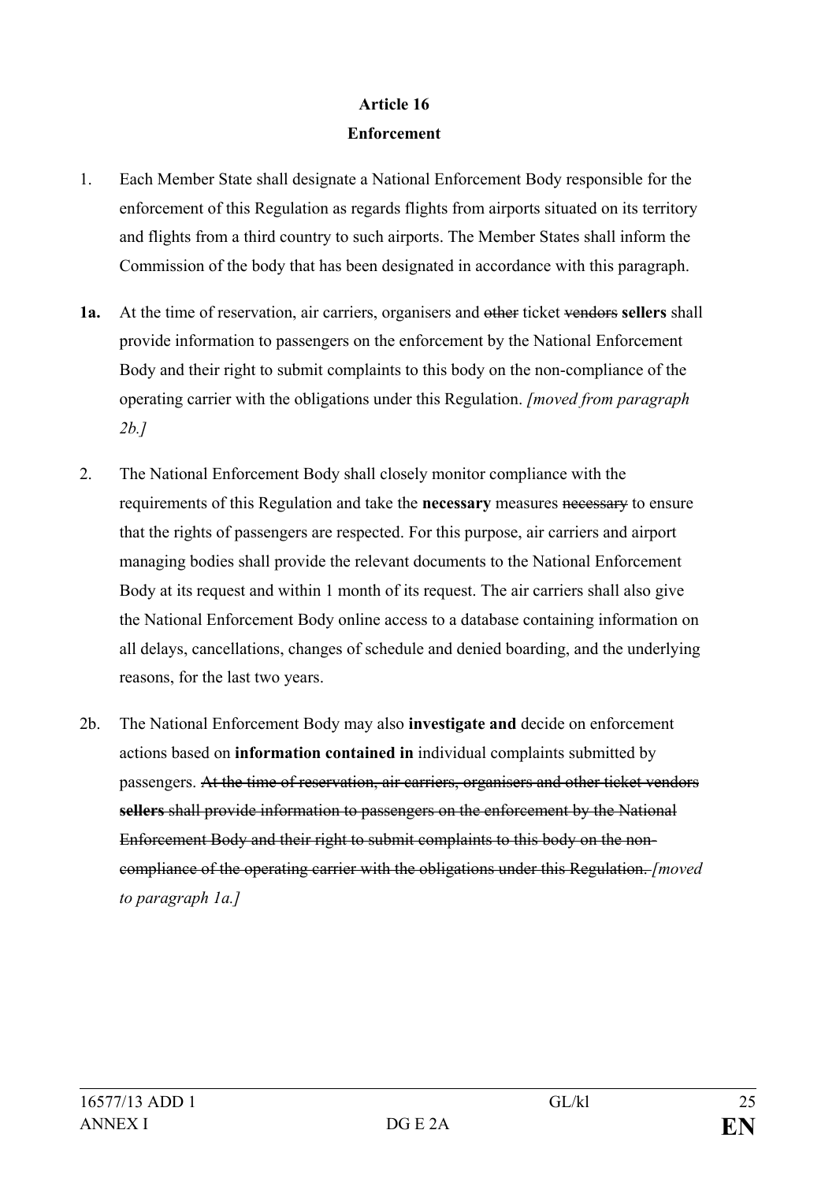## Article 16
## Enforcement

1. Each Member State shall designate a National Enforcement Body responsible for the enforcement of this Regulation as regards flights from airports situated on its territory and flights from a third country to such airports. The Member States shall inform the Commission of the body that has been designated in accordance with this paragraph.

**1a.** At the time of reservation, air carriers, organisers and ~~other~~ ticket ~~vendors~~ **sellers** shall provide information to passengers on the enforcement by the National Enforcement Body and their right to submit complaints to this body on the non-compliance of the operating carrier with the obligations under this Regulation. *[moved from paragraph 2b.]*

2. The National Enforcement Body shall closely monitor compliance with the requirements of this Regulation and take the **necessary** measures ~~necessary~~ to ensure that the rights of passengers are respected. For this purpose, air carriers and airport managing bodies shall provide the relevant documents to the National Enforcement Body at its request and within 1 month of its request. The air carriers shall also give the National Enforcement Body online access to a database containing information on all delays, cancellations, changes of schedule and denied boarding, and the underlying reasons, for the last two years.

2b. The National Enforcement Body may also **investigate and** decide on enforcement actions based on **information contained in** individual complaints submitted by passengers. ~~At the time of reservation, air carriers, organisers and other ticket vendors~~ ~~**sellers**~~ ~~shall provide information to passengers on the enforcement by the National Enforcement Body and their right to submit complaints to this body on the non-compliance of the operating carrier with the obligations under this Regulation.~~ *[moved to paragraph 1a.]*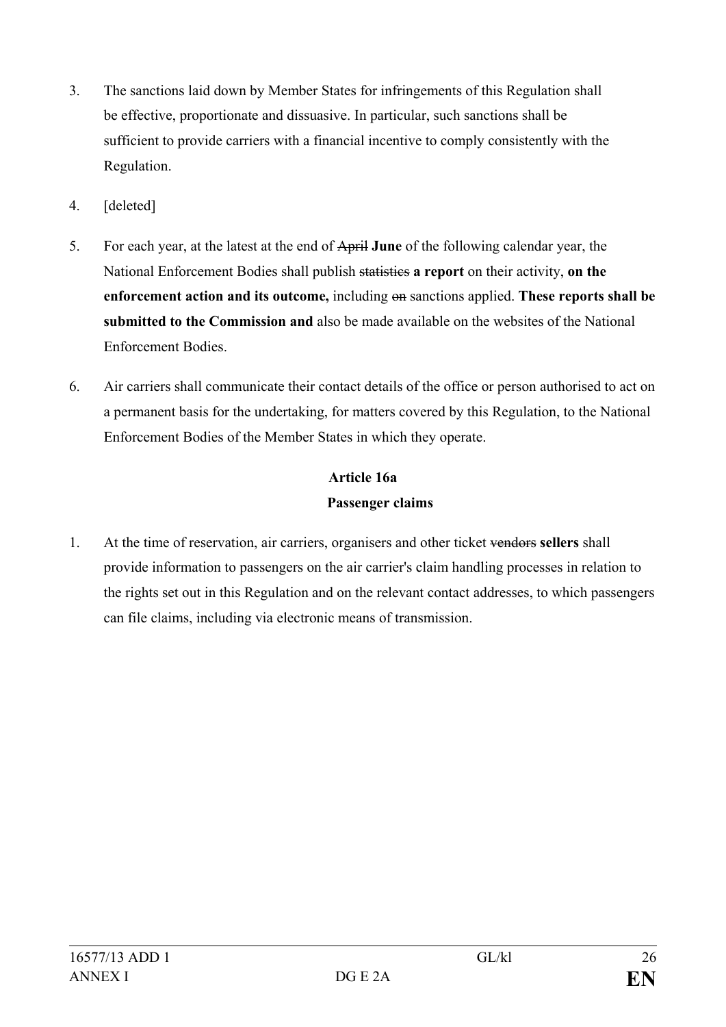3. The sanctions laid down by Member States for infringements of this Regulation shall be effective, proportionate and dissuasive. In particular, such sanctions shall be sufficient to provide carriers with a financial incentive to comply consistently with the Regulation.

4. [deleted]

5. For each year, at the latest at the end of ~~April~~ **June** of the following calendar year, the National Enforcement Bodies shall publish ~~statistics~~ **a report** on their activity, **on the enforcement action and its outcome,** including ~~on~~ sanctions applied. **These reports shall be submitted to the Commission and** also be made available on the websites of the National Enforcement Bodies.

6. Air carriers shall communicate their contact details of the office or person authorised to act on a permanent basis for the undertaking, for matters covered by this Regulation, to the National Enforcement Bodies of the Member States in which they operate.

**Article 16a**

**Passenger claims**

1. At the time of reservation, air carriers, organisers and other ticket ~~vendors~~ **sellers** shall provide information to passengers on the air carrier's claim handling processes in relation to the rights set out in this Regulation and on the relevant contact addresses, to which passengers can file claims, including via electronic means of transmission.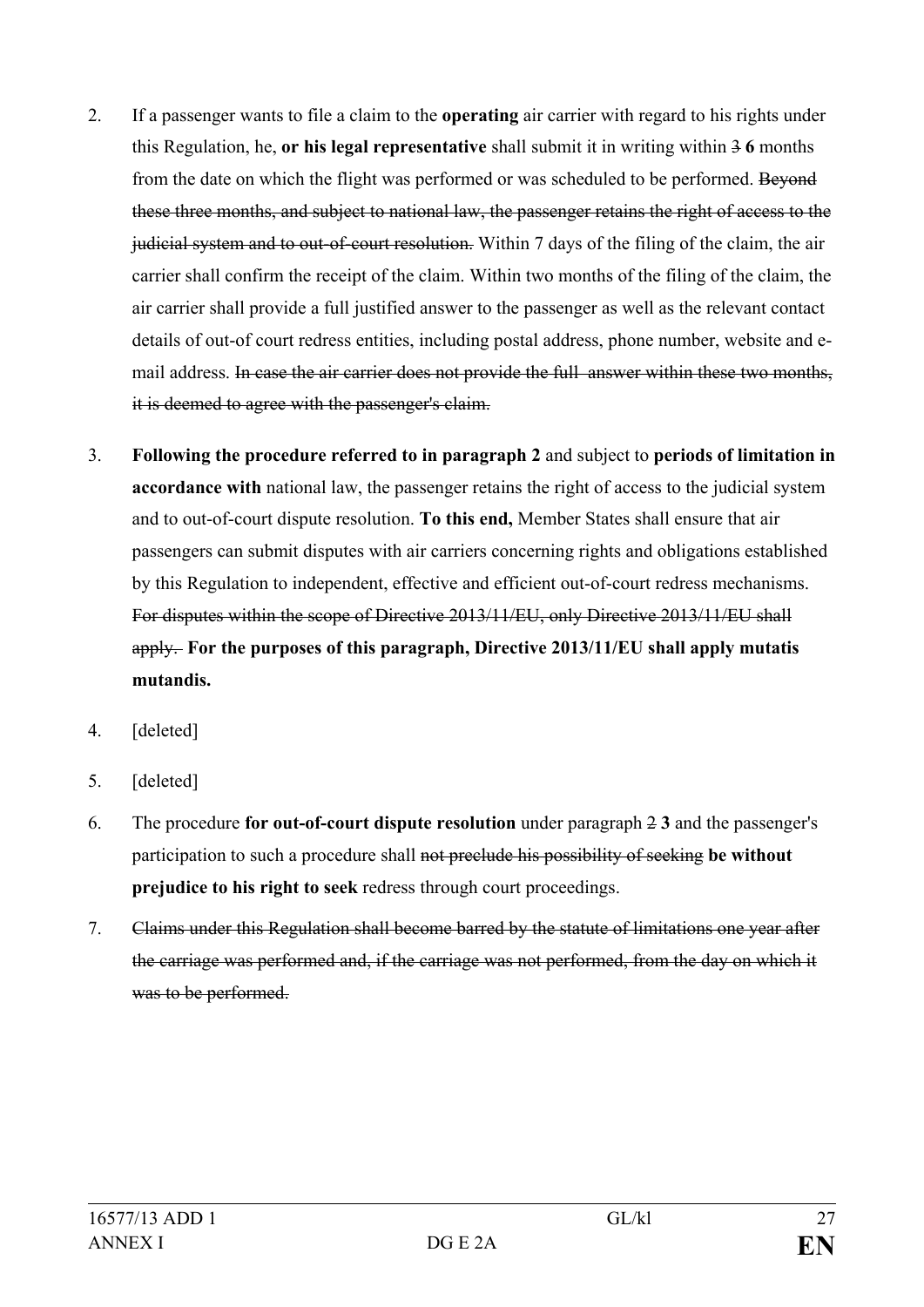2. If a passenger wants to file a claim to the **operating** air carrier with regard to his rights under this Regulation, he, **or his legal representative** shall submit it in writing within ~~3~~ **6** months from the date on which the flight was performed or was scheduled to be performed. ~~Beyond these three months, and subject to national law, the passenger retains the right of access to the judicial system and to out-of-court resolution.~~ Within 7 days of the filing of the claim, the air carrier shall confirm the receipt of the claim. Within two months of the filing of the claim, the air carrier shall provide a full justified answer to the passenger as well as the relevant contact details of out-of court redress entities, including postal address, phone number, website and e-mail address. ~~In case the air carrier does not provide the full answer within these two months, it is deemed to agree with the passenger's claim.~~

3. **Following the procedure referred to in paragraph 2** and subject to **periods of limitation in accordance with** national law, the passenger retains the right of access to the judicial system and to out-of-court dispute resolution. **To this end,** Member States shall ensure that air passengers can submit disputes with air carriers concerning rights and obligations established by this Regulation to independent, effective and efficient out-of-court redress mechanisms. ~~For disputes within the scope of Directive 2013/11/EU, only Directive 2013/11/EU shall apply.~~ **For the purposes of this paragraph, Directive 2013/11/EU shall apply mutatis mutandis.**

4. [deleted]

5. [deleted]

6. The procedure **for out-of-court dispute resolution** under paragraph ~~2~~ **3** and the passenger's participation to such a procedure shall ~~not preclude his possibility of seeking~~ **be without prejudice to his right to seek** redress through court proceedings.

7. ~~Claims under this Regulation shall become barred by the statute of limitations one year after the carriage was performed and, if the carriage was not performed, from the day on which it was to be performed.~~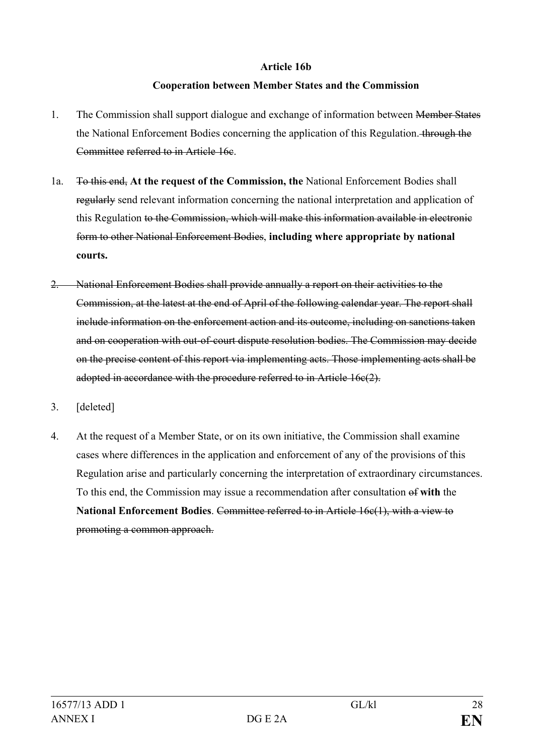**Article 16b**

**Cooperation between Member States and the Commission**

1. The Commission shall support dialogue and exchange of information between ~~Member States~~ the National Enforcement Bodies concerning the application of this Regulation.~~ through the Committee~~ ~~referred to in Article 16c~~.

1a. ~~To this end,~~ **At the request of the Commission, the** National Enforcement Bodies shall ~~regularly~~ send relevant information concerning the national interpretation and application of this Regulation ~~to the Commission, which will make this information available in electronic form to other National Enforcement Bodies~~, **including where appropriate by national courts.**

~~2. National Enforcement Bodies shall provide annually a report on their activities to the Commission, at the latest at the end of April of the following calendar year. The report shall include information on the enforcement action and its outcome, including on sanctions taken and on cooperation with out-of-court dispute resolution bodies. The Commission may decide on the precise content of this report via implementing acts. Those implementing acts shall be adopted in accordance with the procedure referred to in Article 16c(2).~~

3. [deleted]

4. At the request of a Member State, or on its own initiative, the Commission shall examine cases where differences in the application and enforcement of any of the provisions of this Regulation arise and particularly concerning the interpretation of extraordinary circumstances. To this end, the Commission may issue a recommendation after consultation ~~of~~ **with** the **National Enforcement Bodies**. ~~Committee referred to in Article 16c(1), with a view to promoting a common approach.~~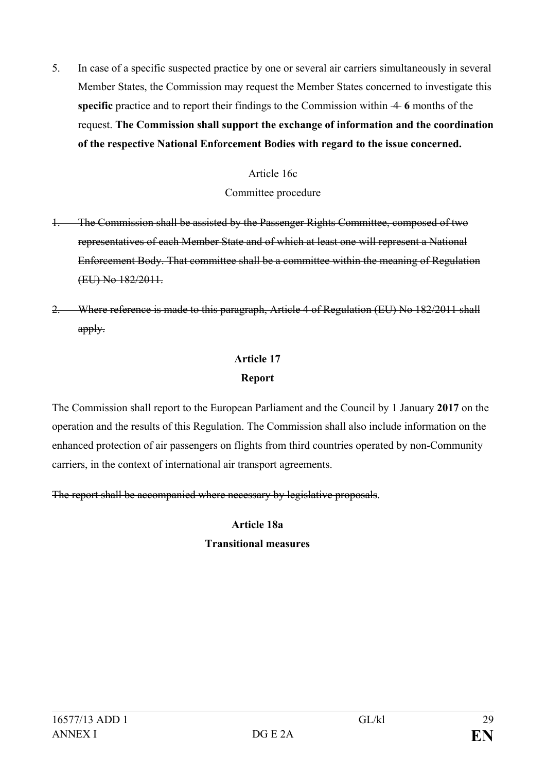5. In case of a specific suspected practice by one or several air carriers simultaneously in several Member States, the Commission may request the Member States concerned to investigate this **specific** practice and to report their findings to the Commission within ~~4~~ **6** months of the request. **The Commission shall support the exchange of information and the coordination of the respective National Enforcement Bodies with regard to the issue concerned.**

Article 16c

Committee procedure

~~1. The Commission shall be assisted by the Passenger Rights Committee, composed of two representatives of each Member State and of which at least one will represent a National Enforcement Body. That committee shall be a committee within the meaning of Regulation (EU) No 182/2011.~~

~~2. Where reference is made to this paragraph, Article 4 of Regulation (EU) No 182/2011 shall apply.~~

**Article 17**

**Report**

The Commission shall report to the European Parliament and the Council by 1 January **2017** on the operation and the results of this Regulation. The Commission shall also include information on the enhanced protection of air passengers on flights from third countries operated by non-Community carriers, in the context of international air transport agreements.

~~The report shall be accompanied where necessary by legislative proposals~~.

**Article 18a**

**Transitional measures**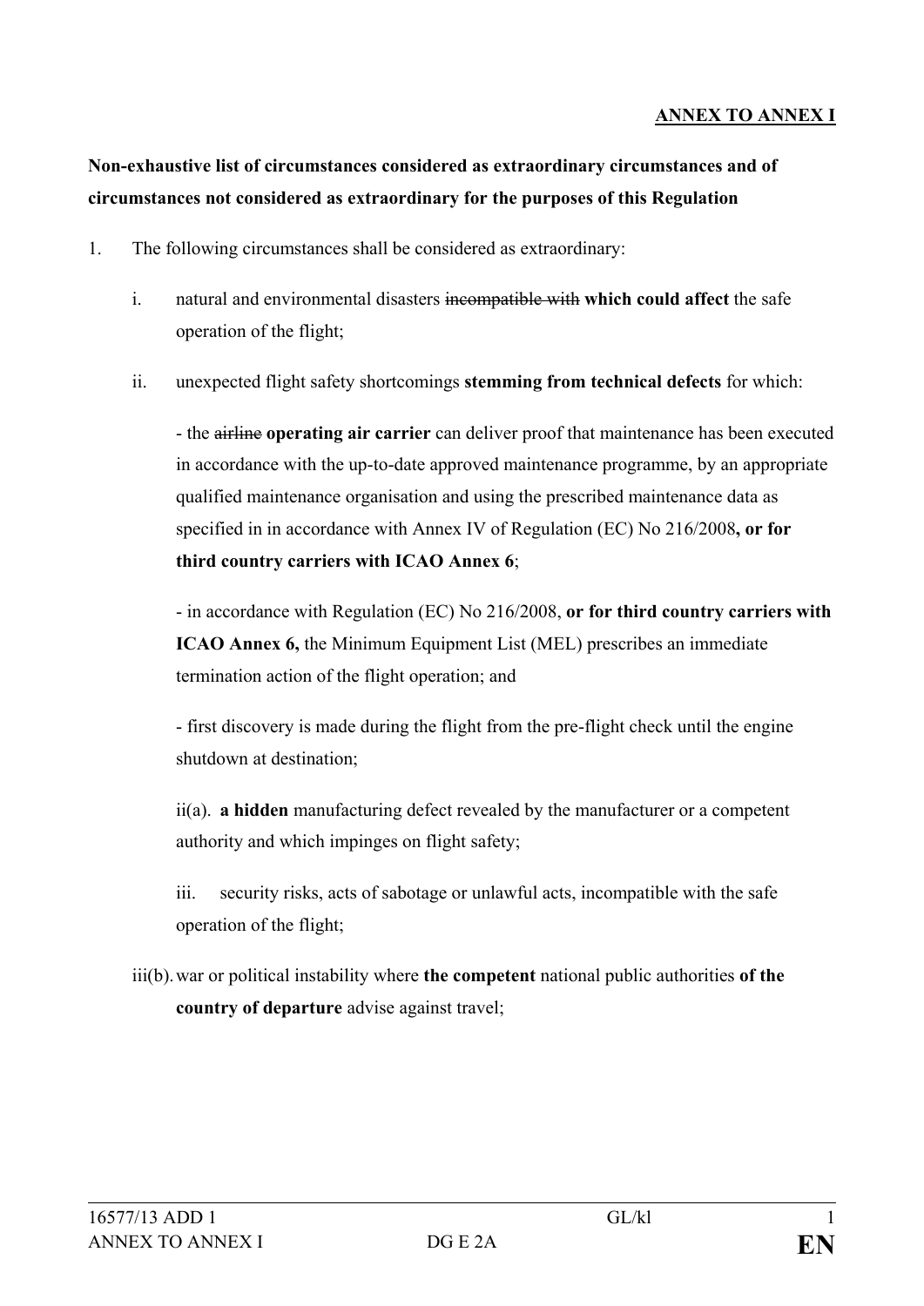**<u>ANNEX TO ANNEX I</u>**

**Non-exhaustive list of circumstances considered as extraordinary circumstances and of circumstances not considered as extraordinary for the purposes of this Regulation**

1. The following circumstances shall be considered as extraordinary:

   i. natural and environmental disasters ~~incompatible with~~ **which could affect** the safe operation of the flight;

   ii. unexpected flight safety shortcomings **stemming from technical defects** for which:

   - the ~~airline~~ **operating air carrier** can deliver proof that maintenance has been executed in accordance with the up-to-date approved maintenance programme, by an appropriate qualified maintenance organisation and using the prescribed maintenance data as specified in in accordance with Annex IV of Regulation (EC) No 216/2008**, or for third country carriers with ICAO Annex 6**;

   - in accordance with Regulation (EC) No 216/2008, **or for third country carriers with ICAO Annex 6,** the Minimum Equipment List (MEL) prescribes an immediate termination action of the flight operation; and

   - first discovery is made during the flight from the pre-flight check until the engine shutdown at destination;

   ii(a). **a hidden** manufacturing defect revealed by the manufacturer or a competent authority and which impinges on flight safety;

   iii. security risks, acts of sabotage or unlawful acts, incompatible with the safe operation of the flight;

   iii(b). war or political instability where **the competent** national public authorities **of the country of departure** advise against travel;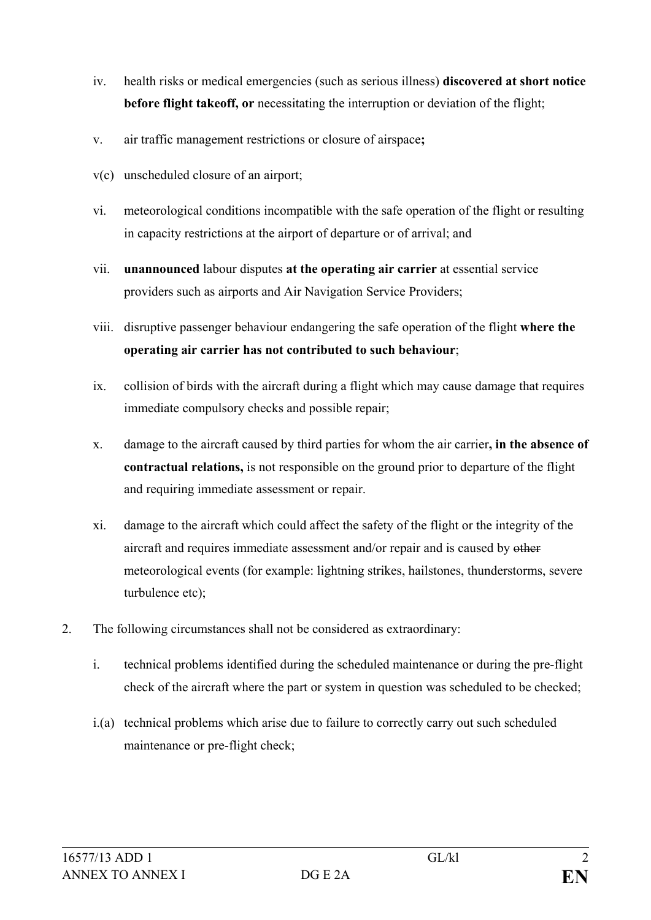iv. health risks or medical emergencies (such as serious illness) **discovered at short notice before flight takeoff, or** necessitating the interruption or deviation of the flight;

v. air traffic management restrictions or closure of airspace**;**

v(c) unscheduled closure of an airport;

vi. meteorological conditions incompatible with the safe operation of the flight or resulting in capacity restrictions at the airport of departure or of arrival; and

vii. **unannounced** labour disputes **at the operating air carrier** at essential service providers such as airports and Air Navigation Service Providers;

viii. disruptive passenger behaviour endangering the safe operation of the flight **where the operating air carrier has not contributed to such behaviour**;

ix. collision of birds with the aircraft during a flight which may cause damage that requires immediate compulsory checks and possible repair;

x. damage to the aircraft caused by third parties for whom the air carrier**, in the absence of contractual relations,** is not responsible on the ground prior to departure of the flight and requiring immediate assessment or repair.

xi. damage to the aircraft which could affect the safety of the flight or the integrity of the aircraft and requires immediate assessment and/or repair and is caused by ~~other~~ meteorological events (for example: lightning strikes, hailstones, thunderstorms, severe turbulence etc);

2. The following circumstances shall not be considered as extraordinary:

i. technical problems identified during the scheduled maintenance or during the pre-flight check of the aircraft where the part or system in question was scheduled to be checked;

i.(a) technical problems which arise due to failure to correctly carry out such scheduled maintenance or pre-flight check;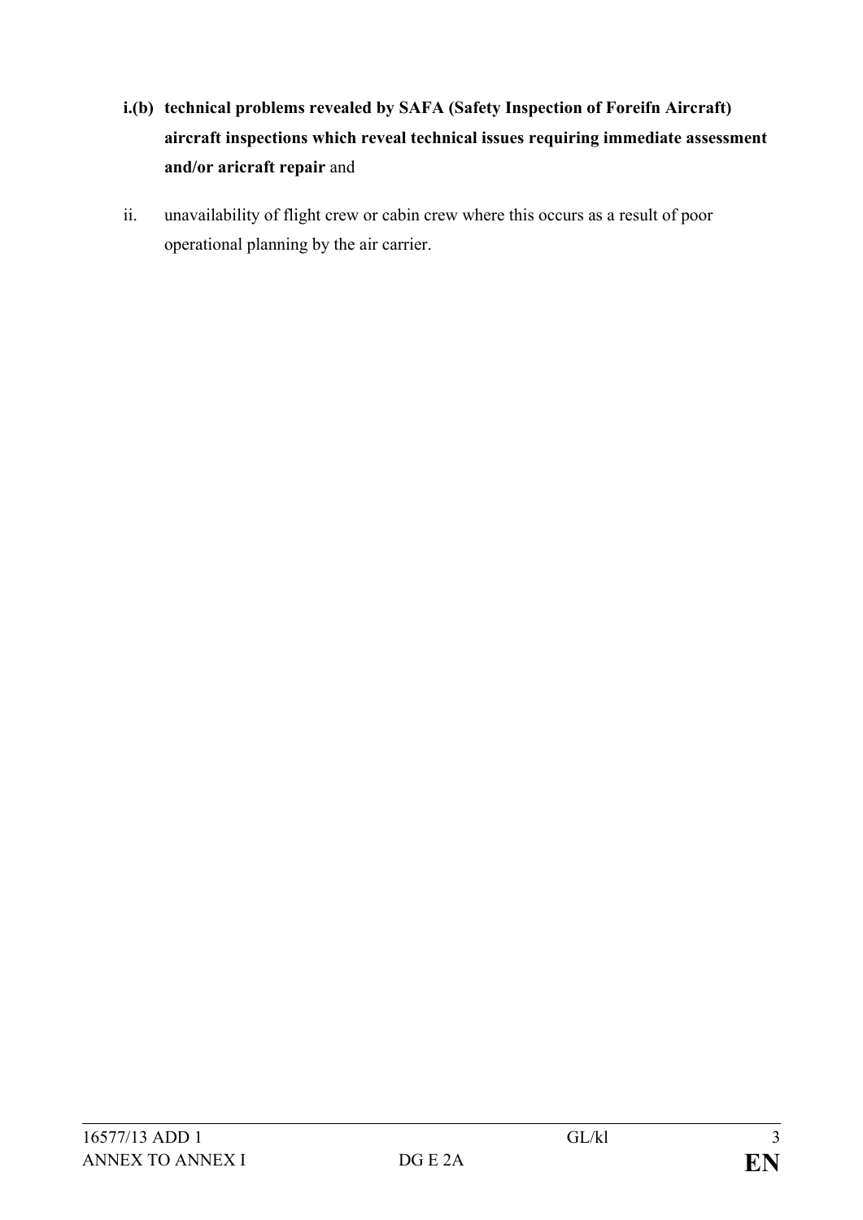i.(b) **technical problems revealed by SAFA (Safety Inspection of Foreifn Aircraft) aircraft inspections which reveal technical issues requiring immediate assessment and/or aricraft repair** and

ii. unavailability of flight crew or cabin crew where this occurs as a result of poor operational planning by the air carrier.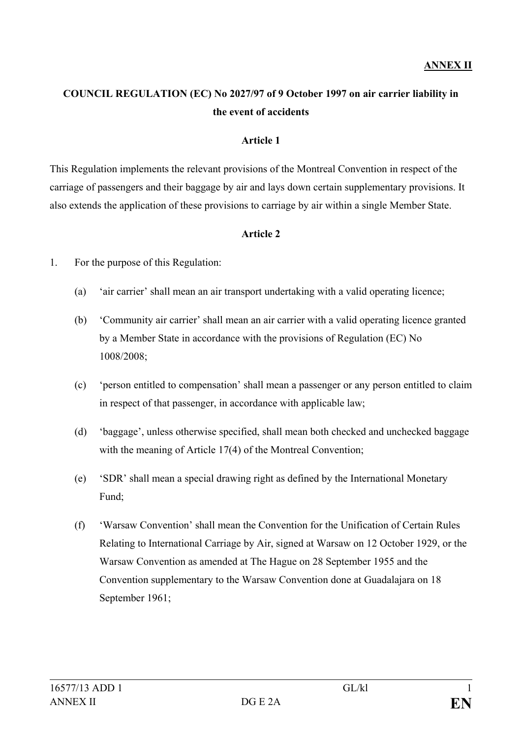**ANNEX II**

**COUNCIL REGULATION (EC) No 2027/97 of 9 October 1997 on air carrier liability in the event of accidents**

**Article 1**

This Regulation implements the relevant provisions of the Montreal Convention in respect of the carriage of passengers and their baggage by air and lays down certain supplementary provisions. It also extends the application of these provisions to carriage by air within a single Member State.

**Article 2**

1. For the purpose of this Regulation:

   (a) 'air carrier' shall mean an air transport undertaking with a valid operating licence;

   (b) 'Community air carrier' shall mean an air carrier with a valid operating licence granted by a Member State in accordance with the provisions of Regulation (EC) No 1008/2008;

   (c) 'person entitled to compensation' shall mean a passenger or any person entitled to claim in respect of that passenger, in accordance with applicable law;

   (d) 'baggage', unless otherwise specified, shall mean both checked and unchecked baggage with the meaning of Article 17(4) of the Montreal Convention;

   (e) 'SDR' shall mean a special drawing right as defined by the International Monetary Fund;

   (f) 'Warsaw Convention' shall mean the Convention for the Unification of Certain Rules Relating to International Carriage by Air, signed at Warsaw on 12 October 1929, or the Warsaw Convention as amended at The Hague on 28 September 1955 and the Convention supplementary to the Warsaw Convention done at Guadalajara on 18 September 1961;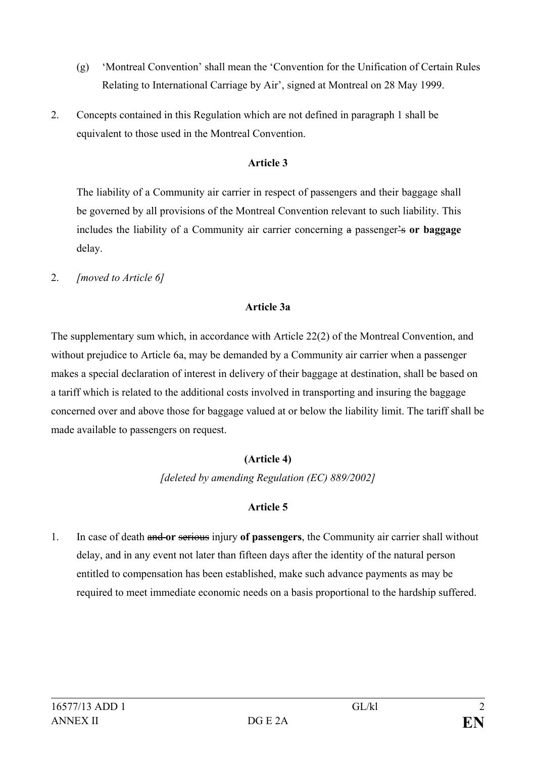(g) 'Montreal Convention' shall mean the 'Convention for the Unification of Certain Rules Relating to International Carriage by Air', signed at Montreal on 28 May 1999.

2. Concepts contained in this Regulation which are not defined in paragraph 1 shall be equivalent to those used in the Montreal Convention.

**Article 3**

The liability of a Community air carrier in respect of passengers and their baggage shall be governed by all provisions of the Montreal Convention relevant to such liability. This includes the liability of a Community air carrier concerning ~~a~~ passenger~~'s~~ **or baggage** delay.

2. *[moved to Article 6]*

**Article 3a**

The supplementary sum which, in accordance with Article 22(2) of the Montreal Convention, and without prejudice to Article 6a, may be demanded by a Community air carrier when a passenger makes a special declaration of interest in delivery of their baggage at destination, shall be based on a tariff which is related to the additional costs involved in transporting and insuring the baggage concerned over and above those for baggage valued at or below the liability limit. The tariff shall be made available to passengers on request.

**(Article 4)**

*[deleted by amending Regulation (EC) 889/2002]*

**Article 5**

1. In case of death ~~and~~ **or** ~~serious~~ injury **of passengers**, the Community air carrier shall without delay, and in any event not later than fifteen days after the identity of the natural person entitled to compensation has been established, make such advance payments as may be required to meet immediate economic needs on a basis proportional to the hardship suffered.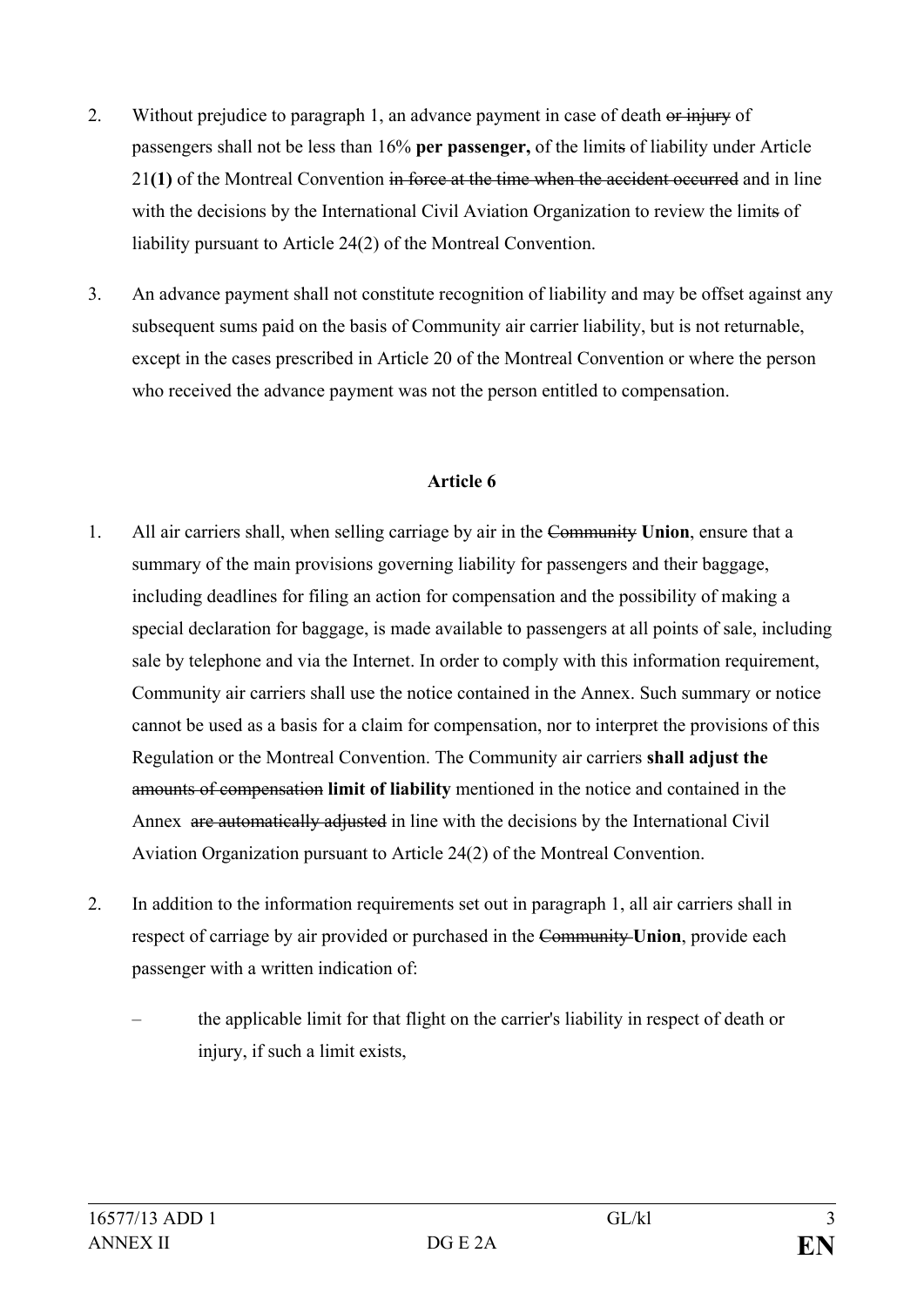2. Without prejudice to paragraph 1, an advance payment in case of death ~~or injury~~ of passengers shall not be less than 16% **per passenger,** of the limit~~s~~ of liability under Article 21**(1)** of the Montreal Convention ~~in force at the time when the accident occurred~~ and in line with the decisions by the International Civil Aviation Organization to review the limit~~s~~ of liability pursuant to Article 24(2) of the Montreal Convention.

3. An advance payment shall not constitute recognition of liability and may be offset against any subsequent sums paid on the basis of Community air carrier liability, but is not returnable, except in the cases prescribed in Article 20 of the Montreal Convention or where the person who received the advance payment was not the person entitled to compensation.

### Article 6

1. All air carriers shall, when selling carriage by air in the ~~Community~~ **Union**, ensure that a summary of the main provisions governing liability for passengers and their baggage, including deadlines for filing an action for compensation and the possibility of making a special declaration for baggage, is made available to passengers at all points of sale, including sale by telephone and via the Internet. In order to comply with this information requirement, Community air carriers shall use the notice contained in the Annex. Such summary or notice cannot be used as a basis for a claim for compensation, nor to interpret the provisions of this Regulation or the Montreal Convention. The Community air carriers **shall adjust the** ~~amounts of compensation~~ **limit of liability** mentioned in the notice and contained in the Annex ~~are automatically adjusted~~ in line with the decisions by the International Civil Aviation Organization pursuant to Article 24(2) of the Montreal Convention.

2. In addition to the information requirements set out in paragraph 1, all air carriers shall in respect of carriage by air provided or purchased in the ~~Community~~ **Union**, provide each passenger with a written indication of:

   – the applicable limit for that flight on the carrier's liability in respect of death or injury, if such a limit exists,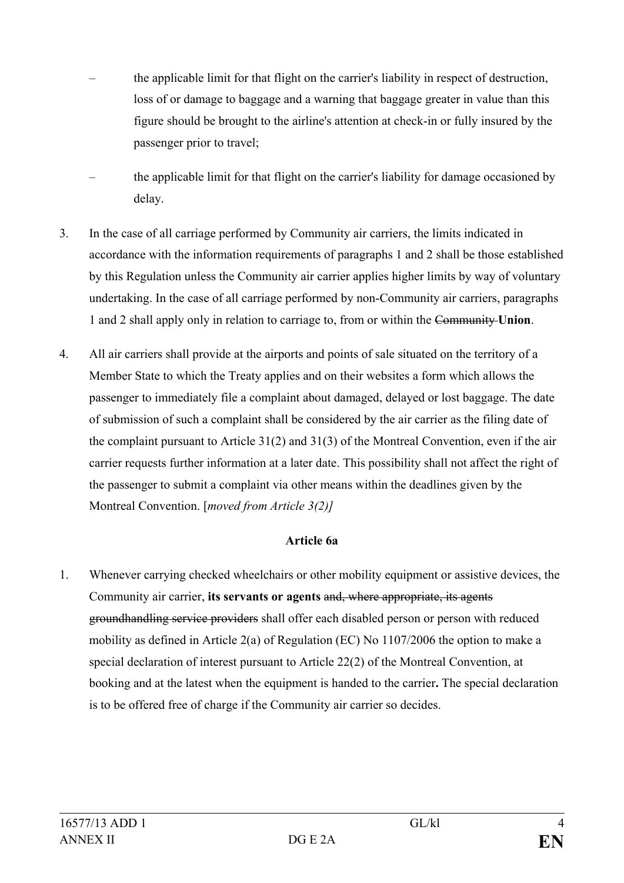- the applicable limit for that flight on the carrier's liability in respect of destruction, loss of or damage to baggage and a warning that baggage greater in value than this figure should be brought to the airline's attention at check-in or fully insured by the passenger prior to travel;
- the applicable limit for that flight on the carrier's liability for damage occasioned by delay.

3. In the case of all carriage performed by Community air carriers, the limits indicated in accordance with the information requirements of paragraphs 1 and 2 shall be those established by this Regulation unless the Community air carrier applies higher limits by way of voluntary undertaking. In the case of all carriage performed by non-Community air carriers, paragraphs 1 and 2 shall apply only in relation to carriage to, from or within the ~~Community~~ **Union**.

4. All air carriers shall provide at the airports and points of sale situated on the territory of a Member State to which the Treaty applies and on their websites a form which allows the passenger to immediately file a complaint about damaged, delayed or lost baggage. The date of submission of such a complaint shall be considered by the air carrier as the filing date of the complaint pursuant to Article 31(2) and 31(3) of the Montreal Convention, even if the air carrier requests further information at a later date. This possibility shall not affect the right of the passenger to submit a complaint via other means within the deadlines given by the Montreal Convention. [*moved from Article 3(2)]*

**Article 6a**

1. Whenever carrying checked wheelchairs or other mobility equipment or assistive devices, the Community air carrier, **its servants or agents** ~~and, where appropriate, its agents groundhandling service providers~~ shall offer each disabled person or person with reduced mobility as defined in Article 2(a) of Regulation (EC) No 1107/2006 the option to make a special declaration of interest pursuant to Article 22(2) of the Montreal Convention, at booking and at the latest when the equipment is handed to the carrier**.** The special declaration is to be offered free of charge if the Community air carrier so decides.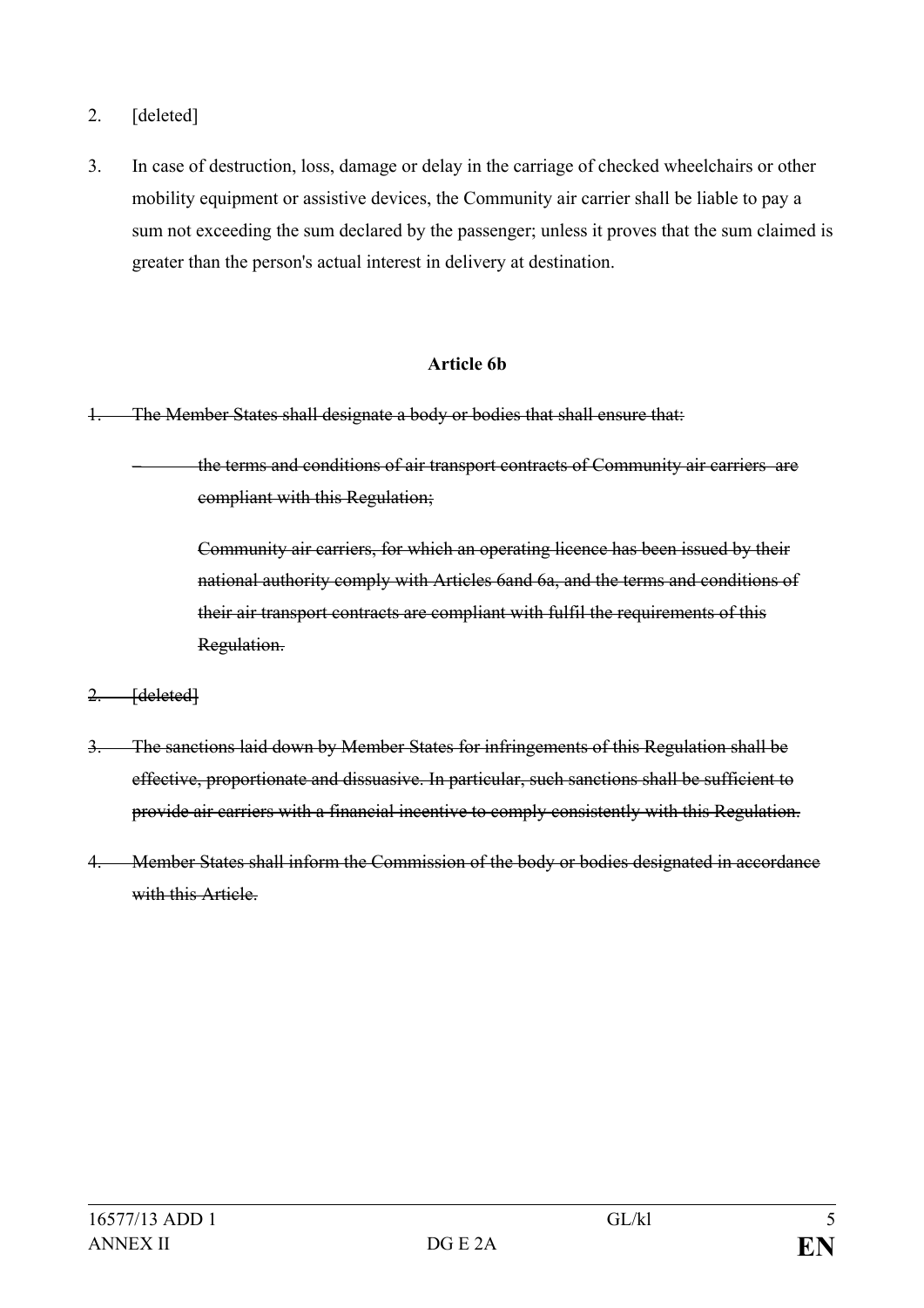2. [deleted]

3. In case of destruction, loss, damage or delay in the carriage of checked wheelchairs or other mobility equipment or assistive devices, the Community air carrier shall be liable to pay a sum not exceeding the sum declared by the passenger; unless it proves that the sum claimed is greater than the person's actual interest in delivery at destination.

**Article 6b**

~~1. The Member States shall designate a body or bodies that shall ensure that:~~

~~– the terms and conditions of air transport contracts of Community air carriers are compliant with this Regulation;~~

~~Community air carriers, for which an operating licence has been issued by their national authority comply with Articles 6and 6a, and the terms and conditions of their air transport contracts are compliant with fulfil the requirements of this Regulation.~~

~~2. [deleted]~~

~~3. The sanctions laid down by Member States for infringements of this Regulation shall be effective, proportionate and dissuasive. In particular, such sanctions shall be sufficient to provide air carriers with a financial incentive to comply consistently with this Regulation.~~

~~4. Member States shall inform the Commission of the body or bodies designated in accordance with this Article.~~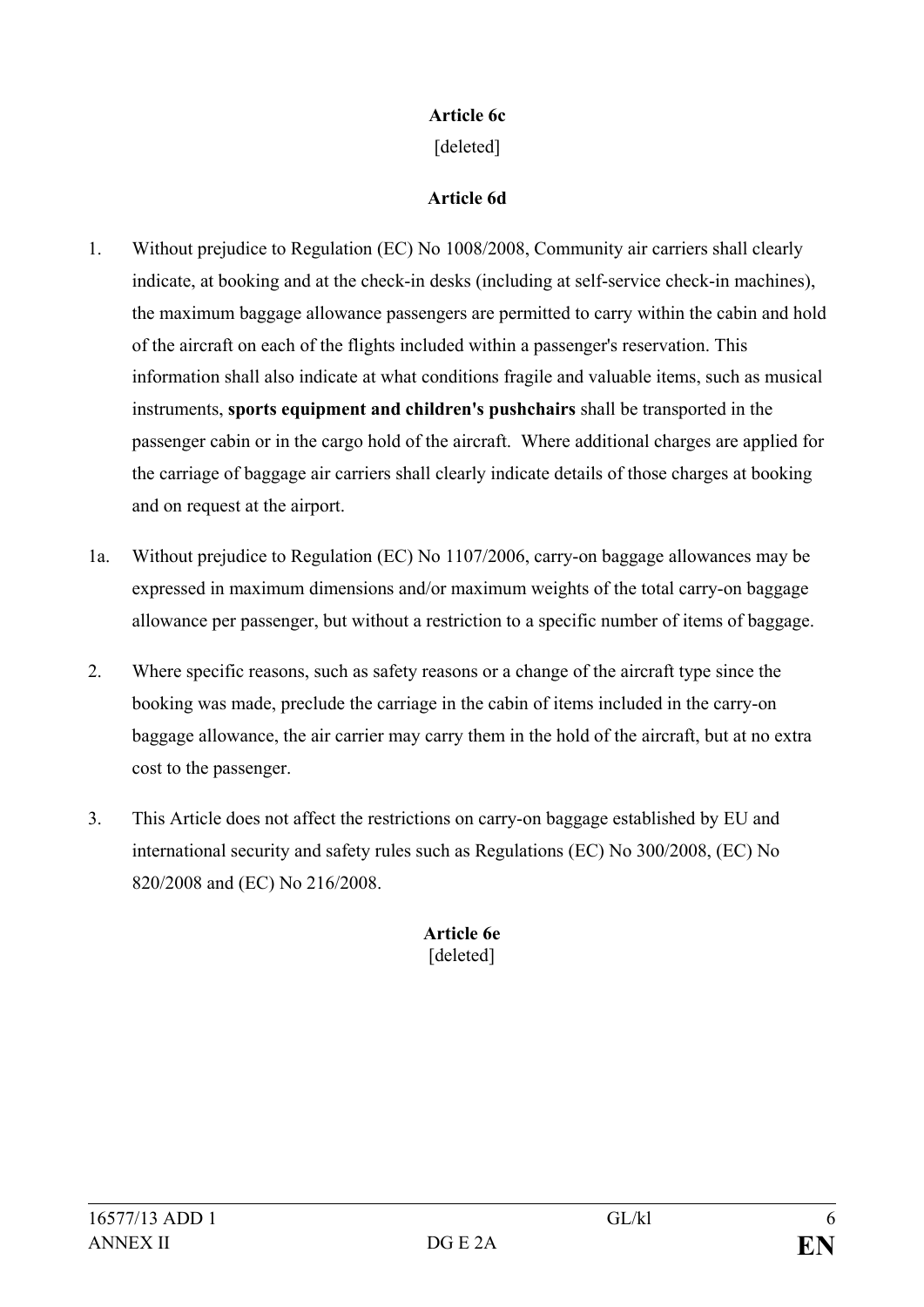**Article 6c**

[deleted]

**Article 6d**

1. Without prejudice to Regulation (EC) No 1008/2008, Community air carriers shall clearly indicate, at booking and at the check-in desks (including at self-service check-in machines), the maximum baggage allowance passengers are permitted to carry within the cabin and hold of the aircraft on each of the flights included within a passenger's reservation. This information shall also indicate at what conditions fragile and valuable items, such as musical instruments, **sports equipment and children's pushchairs** shall be transported in the passenger cabin or in the cargo hold of the aircraft. Where additional charges are applied for the carriage of baggage air carriers shall clearly indicate details of those charges at booking and on request at the airport.

1a. Without prejudice to Regulation (EC) No 1107/2006, carry-on baggage allowances may be expressed in maximum dimensions and/or maximum weights of the total carry-on baggage allowance per passenger, but without a restriction to a specific number of items of baggage.

2. Where specific reasons, such as safety reasons or a change of the aircraft type since the booking was made, preclude the carriage in the cabin of items included in the carry-on baggage allowance, the air carrier may carry them in the hold of the aircraft, but at no extra cost to the passenger.

3. This Article does not affect the restrictions on carry-on baggage established by EU and international security and safety rules such as Regulations (EC) No 300/2008, (EC) No 820/2008 and (EC) No 216/2008.

**Article 6e**

[deleted]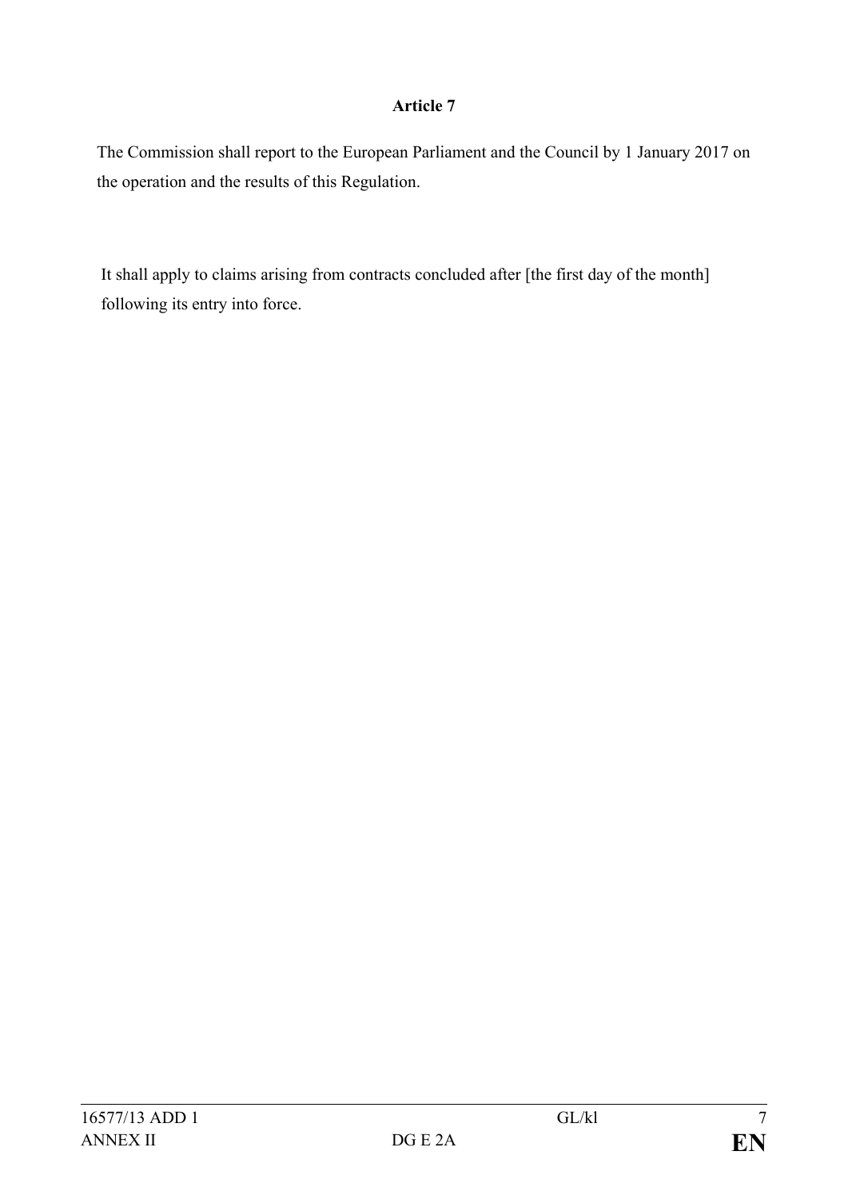**Article 7**

The Commission shall report to the European Parliament and the Council by 1 January 2017 on the operation and the results of this Regulation.

It shall apply to claims arising from contracts concluded after [the first day of the month] following its entry into force.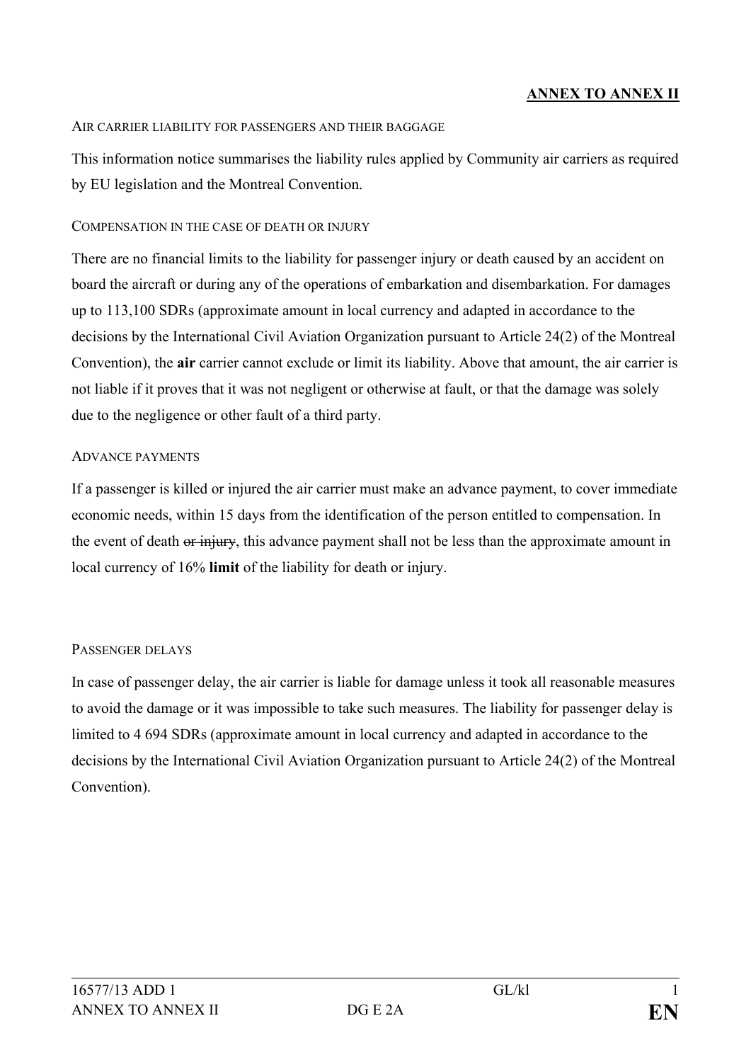**ANNEX TO ANNEX II**

AIR CARRIER LIABILITY FOR PASSENGERS AND THEIR BAGGAGE

This information notice summarises the liability rules applied by Community air carriers as required by EU legislation and the Montreal Convention.

COMPENSATION IN THE CASE OF DEATH OR INJURY

There are no financial limits to the liability for passenger injury or death caused by an accident on board the aircraft or during any of the operations of embarkation and disembarkation. For damages up to 113,100 SDRs (approximate amount in local currency and adapted in accordance to the decisions by the International Civil Aviation Organization pursuant to Article 24(2) of the Montreal Convention), the **air** carrier cannot exclude or limit its liability. Above that amount, the air carrier is not liable if it proves that it was not negligent or otherwise at fault, or that the damage was solely due to the negligence or other fault of a third party.

ADVANCE PAYMENTS

If a passenger is killed or injured the air carrier must make an advance payment, to cover immediate economic needs, within 15 days from the identification of the person entitled to compensation. In the event of death ~~or injury~~, this advance payment shall not be less than the approximate amount in local currency of 16% **limit** of the liability for death or injury.

PASSENGER DELAYS

In case of passenger delay, the air carrier is liable for damage unless it took all reasonable measures to avoid the damage or it was impossible to take such measures. The liability for passenger delay is limited to 4 694 SDRs (approximate amount in local currency and adapted in accordance to the decisions by the International Civil Aviation Organization pursuant to Article 24(2) of the Montreal Convention).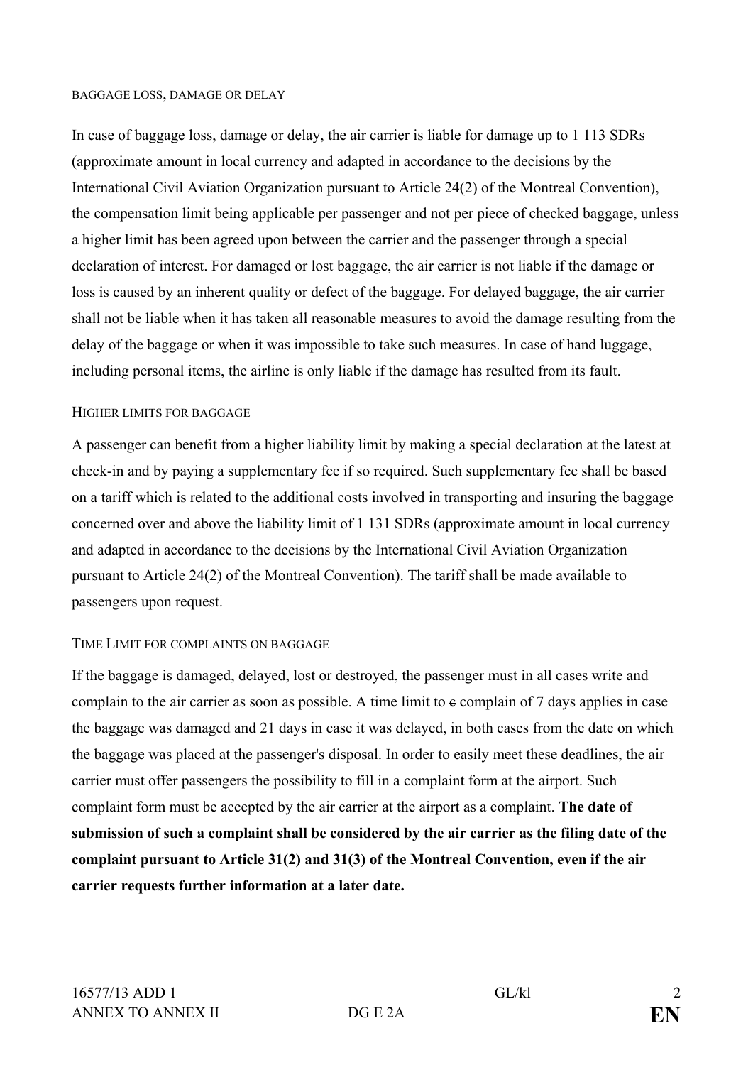BAGGAGE LOSS, DAMAGE OR DELAY

In case of baggage loss, damage or delay, the air carrier is liable for damage up to 1 113 SDRs (approximate amount in local currency and adapted in accordance to the decisions by the International Civil Aviation Organization pursuant to Article 24(2) of the Montreal Convention), the compensation limit being applicable per passenger and not per piece of checked baggage, unless a higher limit has been agreed upon between the carrier and the passenger through a special declaration of interest. For damaged or lost baggage, the air carrier is not liable if the damage or loss is caused by an inherent quality or defect of the baggage. For delayed baggage, the air carrier shall not be liable when it has taken all reasonable measures to avoid the damage resulting from the delay of the baggage or when it was impossible to take such measures. In case of hand luggage, including personal items, the airline is only liable if the damage has resulted from its fault.

HIGHER LIMITS FOR BAGGAGE

A passenger can benefit from a higher liability limit by making a special declaration at the latest at check-in and by paying a supplementary fee if so required. Such supplementary fee shall be based on a tariff which is related to the additional costs involved in transporting and insuring the baggage concerned over and above the liability limit of 1 131 SDRs (approximate amount in local currency and adapted in accordance to the decisions by the International Civil Aviation Organization pursuant to Article 24(2) of the Montreal Convention). The tariff shall be made available to passengers upon request.

TIME LIMIT FOR COMPLAINTS ON BAGGAGE

If the baggage is damaged, delayed, lost or destroyed, the passenger must in all cases write and complain to the air carrier as soon as possible. A time limit to ~~c~~ complain of 7 days applies in case the baggage was damaged and 21 days in case it was delayed, in both cases from the date on which the baggage was placed at the passenger's disposal. In order to easily meet these deadlines, the air carrier must offer passengers the possibility to fill in a complaint form at the airport. Such complaint form must be accepted by the air carrier at the airport as a complaint. **The date of submission of such a complaint shall be considered by the air carrier as the filing date of the complaint pursuant to Article 31(2) and 31(3) of the Montreal Convention, even if the air carrier requests further information at a later date.**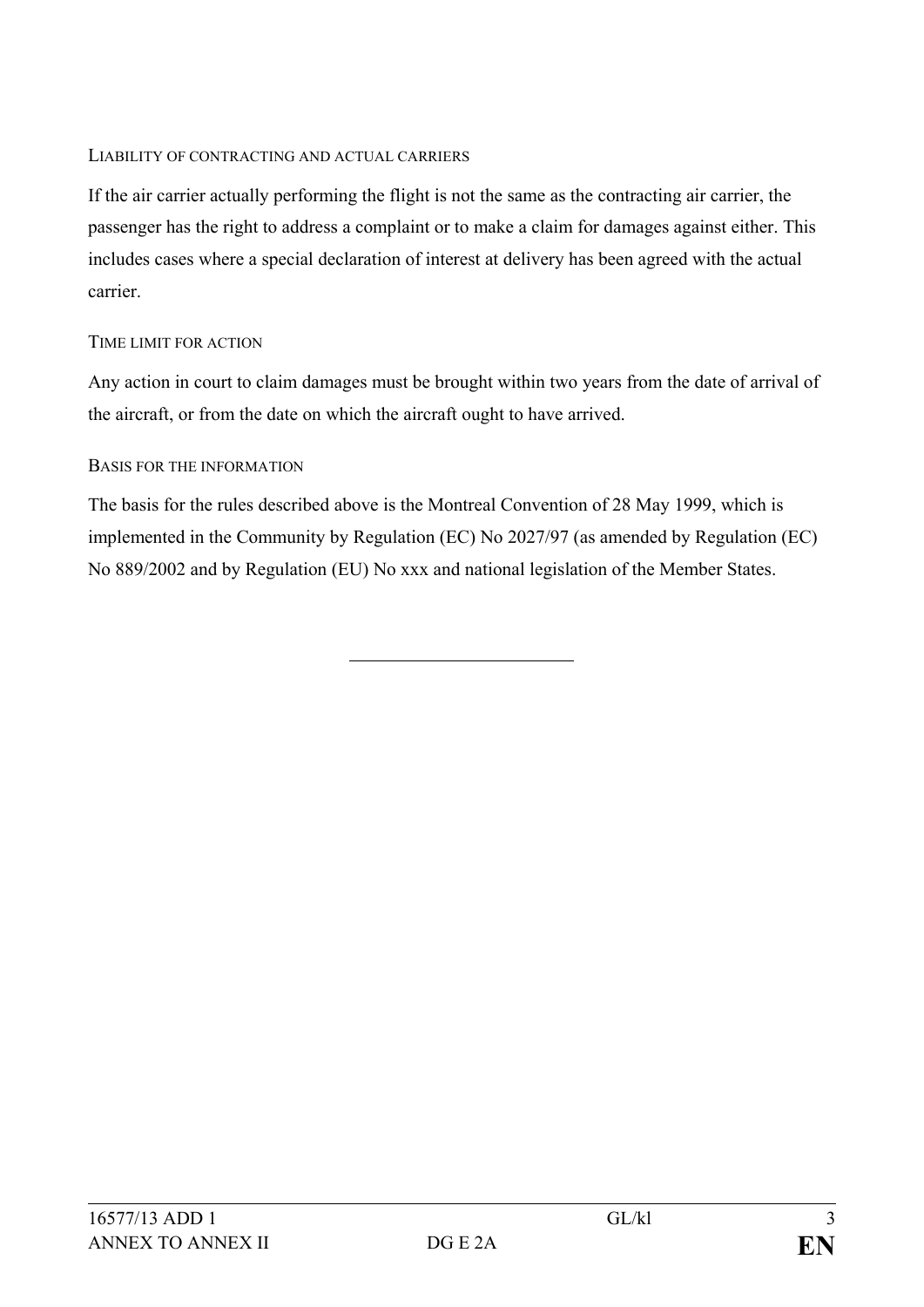### LIABILITY OF CONTRACTING AND ACTUAL CARRIERS

If the air carrier actually performing the flight is not the same as the contracting air carrier, the passenger has the right to address a complaint or to make a claim for damages against either. This includes cases where a special declaration of interest at delivery has been agreed with the actual carrier.

### TIME LIMIT FOR ACTION

Any action in court to claim damages must be brought within two years from the date of arrival of the aircraft, or from the date on which the aircraft ought to have arrived.

### BASIS FOR THE INFORMATION

The basis for the rules described above is the Montreal Convention of 28 May 1999, which is implemented in the Community by Regulation (EC) No 2027/97 (as amended by Regulation (EC) No 889/2002 and by Regulation (EU) No xxx and national legislation of the Member States.

---